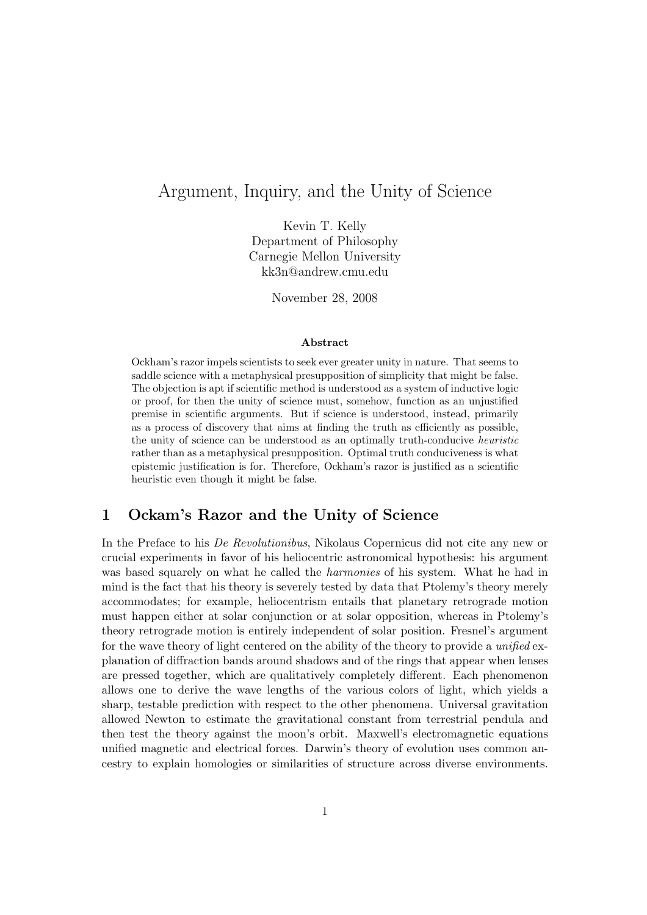# Argument, Inquiry, and the Unity of Science

Kevin T. Kelly
Department of Philosophy
Carnegie Mellon University
kk3n@andrew.cmu.edu

November 28, 2008

### Abstract

Ockham's razor impels scientists to seek ever greater unity in nature. That seems to saddle science with a metaphysical presupposition of simplicity that might be false. The objection is apt if scientific method is understood as a system of inductive logic or proof, for then the unity of science must, somehow, function as an unjustified premise in scientific arguments. But if science is understood, instead, primarily as a process of discovery that aims at finding the truth as efficiently as possible, the unity of science can be understood as an optimally truth-conducive *heuristic* rather than as a metaphysical presupposition. Optimal truth conduciveness is what epistemic justification is for. Therefore, Ockham's razor is justified as a scientific heuristic even though it might be false.

## 1 Ockam's Razor and the Unity of Science

In the Preface to his *De Revolutionibus*, Nikolaus Copernicus did not cite any new or crucial experiments in favor of his heliocentric astronomical hypothesis: his argument was based squarely on what he called the *harmonies* of his system. What he had in mind is the fact that his theory is severely tested by data that Ptolemy's theory merely accommodates; for example, heliocentrism entails that planetary retrograde motion must happen either at solar conjunction or at solar opposition, whereas in Ptolemy's theory retrograde motion is entirely independent of solar position. Fresnel's argument for the wave theory of light centered on the ability of the theory to provide a *unified* explanation of diffraction bands around shadows and of the rings that appear when lenses are pressed together, which are qualitatively completely different. Each phenomenon allows one to derive the wave lengths of the various colors of light, which yields a sharp, testable prediction with respect to the other phenomena. Universal gravitation allowed Newton to estimate the gravitational constant from terrestrial pendula and then test the theory against the moon's orbit. Maxwell's electromagnetic equations unified magnetic and electrical forces. Darwin's theory of evolution uses common ancestry to explain homologies or similarities of structure across diverse environments.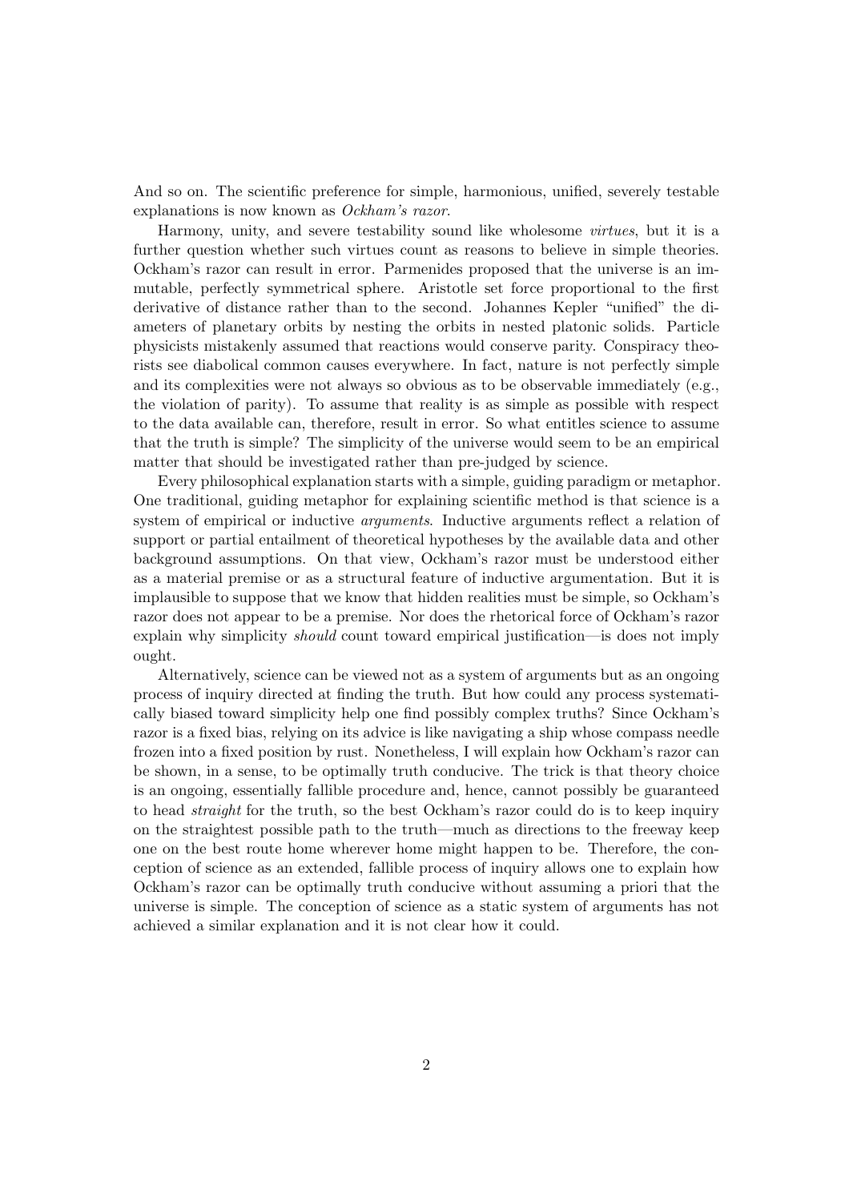And so on. The scientific preference for simple, harmonious, unified, severely testable explanations is now known as *Ockham's razor*.

Harmony, unity, and severe testability sound like wholesome *virtues*, but it is a further question whether such virtues count as reasons to believe in simple theories. Ockham's razor can result in error. Parmenides proposed that the universe is an immutable, perfectly symmetrical sphere. Aristotle set force proportional to the first derivative of distance rather than to the second. Johannes Kepler "unified" the diameters of planetary orbits by nesting the orbits in nested platonic solids. Particle physicists mistakenly assumed that reactions would conserve parity. Conspiracy theorists see diabolical common causes everywhere. In fact, nature is not perfectly simple and its complexities were not always so obvious as to be observable immediately (e.g., the violation of parity). To assume that reality is as simple as possible with respect to the data available can, therefore, result in error. So what entitles science to assume that the truth is simple? The simplicity of the universe would seem to be an empirical matter that should be investigated rather than pre-judged by science.

Every philosophical explanation starts with a simple, guiding paradigm or metaphor. One traditional, guiding metaphor for explaining scientific method is that science is a system of empirical or inductive *arguments*. Inductive arguments reflect a relation of support or partial entailment of theoretical hypotheses by the available data and other background assumptions. On that view, Ockham's razor must be understood either as a material premise or as a structural feature of inductive argumentation. But it is implausible to suppose that we know that hidden realities must be simple, so Ockham's razor does not appear to be a premise. Nor does the rhetorical force of Ockham's razor explain why simplicity *should* count toward empirical justification—is does not imply ought.

Alternatively, science can be viewed not as a system of arguments but as an ongoing process of inquiry directed at finding the truth. But how could any process systematically biased toward simplicity help one find possibly complex truths? Since Ockham's razor is a fixed bias, relying on its advice is like navigating a ship whose compass needle frozen into a fixed position by rust. Nonetheless, I will explain how Ockham's razor can be shown, in a sense, to be optimally truth conducive. The trick is that theory choice is an ongoing, essentially fallible procedure and, hence, cannot possibly be guaranteed to head *straight* for the truth, so the best Ockham's razor could do is to keep inquiry on the straightest possible path to the truth—much as directions to the freeway keep one on the best route home wherever home might happen to be. Therefore, the conception of science as an extended, fallible process of inquiry allows one to explain how Ockham's razor can be optimally truth conducive without assuming a priori that the universe is simple. The conception of science as a static system of arguments has not achieved a similar explanation and it is not clear how it could.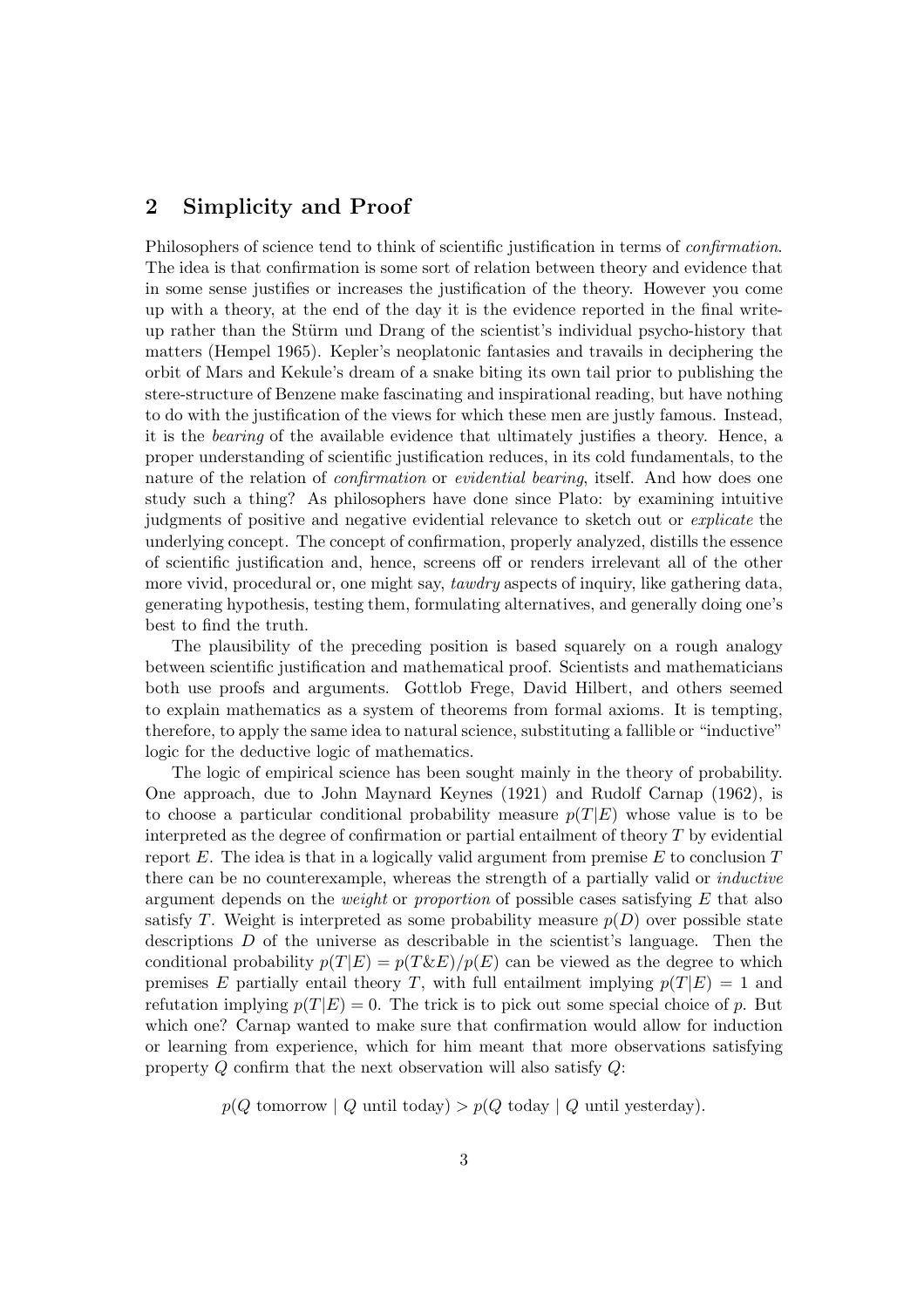## 2 Simplicity and Proof

Philosophers of science tend to think of scientific justification in terms of *confirmation*. The idea is that confirmation is some sort of relation between theory and evidence that in some sense justifies or increases the justification of the theory. However you come up with a theory, at the end of the day it is the evidence reported in the final write-up rather than the Stürm und Drang of the scientist's individual psycho-history that matters (Hempel 1965). Kepler's neoplatonic fantasies and travails in deciphering the orbit of Mars and Kekule's dream of a snake biting its own tail prior to publishing the stere-structure of Benzene make fascinating and inspirational reading, but have nothing to do with the justification of the views for which these men are justly famous. Instead, it is the *bearing* of the available evidence that ultimately justifies a theory. Hence, a proper understanding of scientific justification reduces, in its cold fundamentals, to the nature of the relation of *confirmation* or *evidential bearing*, itself. And how does one study such a thing? As philosophers have done since Plato: by examining intuitive judgments of positive and negative evidential relevance to sketch out or *explicate* the underlying concept. The concept of confirmation, properly analyzed, distills the essence of scientific justification and, hence, screens off or renders irrelevant all of the other more vivid, procedural or, one might say, *tawdry* aspects of inquiry, like gathering data, generating hypothesis, testing them, formulating alternatives, and generally doing one's best to find the truth.

The plausibility of the preceding position is based squarely on a rough analogy between scientific justification and mathematical proof. Scientists and mathematicians both use proofs and arguments. Gottlob Frege, David Hilbert, and others seemed to explain mathematics as a system of theorems from formal axioms. It is tempting, therefore, to apply the same idea to natural science, substituting a fallible or "inductive" logic for the deductive logic of mathematics.

The logic of empirical science has been sought mainly in the theory of probability. One approach, due to John Maynard Keynes (1921) and Rudolf Carnap (1962), is to choose a particular conditional probability measure $p(T|E)$ whose value is to be interpreted as the degree of confirmation or partial entailment of theory $T$ by evidential report $E$. The idea is that in a logically valid argument from premise $E$ to conclusion $T$ there can be no counterexample, whereas the strength of a partially valid or *inductive* argument depends on the *weight* or *proportion* of possible cases satisfying $E$ that also satisfy $T$. Weight is interpreted as some probability measure $p(D)$ over possible state descriptions $D$ of the universe as describable in the scientist's language. Then the conditional probability $p(T|E) = p(T\&E)/p(E)$ can be viewed as the degree to which premises $E$ partially entail theory $T$, with full entailment implying $p(T|E) = 1$ and refutation implying $p(T|E) = 0$. The trick is to pick out some special choice of $p$. But which one? Carnap wanted to make sure that confirmation would allow for induction or learning from experience, which for him meant that more observations satisfying property $Q$ confirm that the next observation will also satisfy $Q$:

$$p(Q \text{ tomorrow} \mid Q \text{ until today}) > p(Q \text{ today} \mid Q \text{ until yesterday}).$$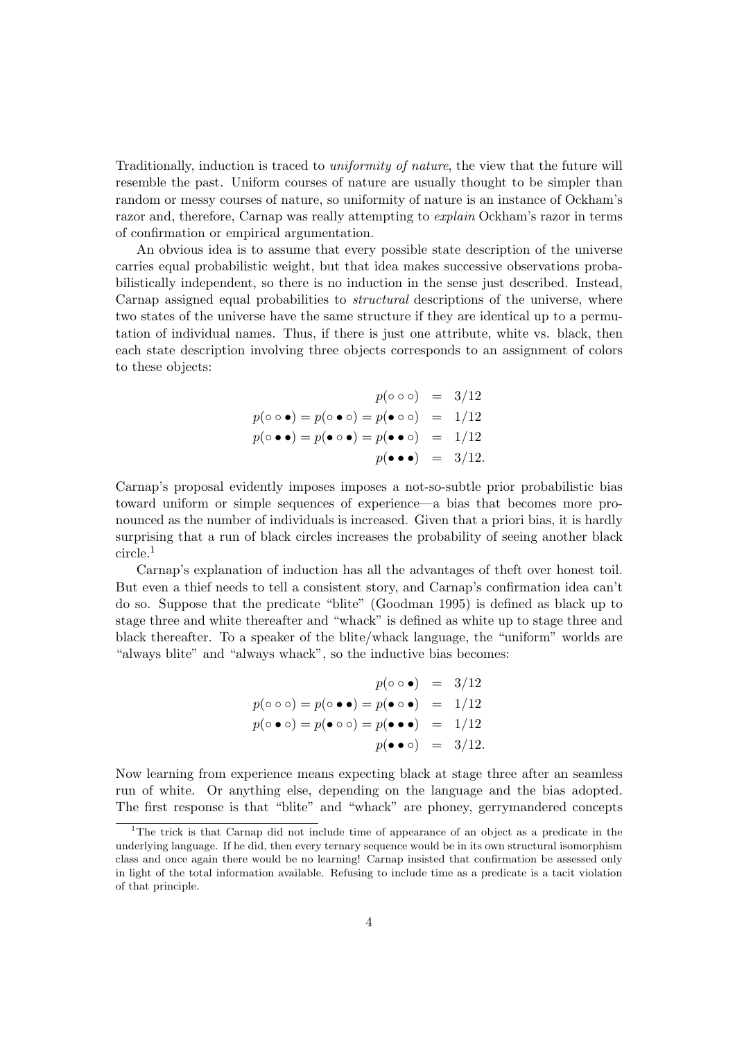Traditionally, induction is traced to *uniformity of nature*, the view that the future will resemble the past. Uniform courses of nature are usually thought to be simpler than random or messy courses of nature, so uniformity of nature is an instance of Ockham's razor and, therefore, Carnap was really attempting to *explain* Ockham's razor in terms of confirmation or empirical argumentation.

An obvious idea is to assume that every possible state description of the universe carries equal probabilistic weight, but that idea makes successive observations probabilistically independent, so there is no induction in the sense just described. Instead, Carnap assigned equal probabilities to *structural* descriptions of the universe, where two states of the universe have the same structure if they are identical up to a permutation of individual names. Thus, if there is just one attribute, white vs. black, then each state description involving three objects corresponds to an assignment of colors to these objects:

$$
\begin{aligned}
p(\circ\circ\circ) &= 3/12 \\
p(\circ\circ\bullet) = p(\circ\bullet\circ) = p(\bullet\circ\circ) &= 1/12 \\
p(\circ\bullet\bullet) = p(\bullet\circ\bullet) = p(\bullet\bullet\circ) &= 1/12 \\
p(\bullet\bullet\bullet) &= 3/12.
\end{aligned}
$$

Carnap's proposal evidently imposes imposes a not-so-subtle prior probabilistic bias toward uniform or simple sequences of experience—a bias that becomes more pronounced as the number of individuals is increased. Given that a priori bias, it is hardly surprising that a run of black circles increases the probability of seeing another black circle.[1]

Carnap's explanation of induction has all the advantages of theft over honest toil. But even a thief needs to tell a consistent story, and Carnap's confirmation idea can't do so. Suppose that the predicate "blite" (Goodman 1995) is defined as black up to stage three and white thereafter and "whack" is defined as white up to stage three and black thereafter. To a speaker of the blite/whack language, the "uniform" worlds are "always blite" and "always whack", so the inductive bias becomes:

$$
\begin{aligned}
p(\circ\circ\bullet) &= 3/12 \\
p(\circ\circ\circ) = p(\circ\bullet\bullet) = p(\bullet\circ\bullet) &= 1/12 \\
p(\circ\bullet\circ) = p(\bullet\circ\circ) = p(\bullet\bullet\bullet) &= 1/12 \\
p(\bullet\bullet\circ) &= 3/12.
\end{aligned}
$$

Now learning from experience means expecting black at stage three after an seamless run of white. Or anything else, depending on the language and the bias adopted. The first response is that "blite" and "whack" are phoney, gerrymandered concepts

[1] The trick is that Carnap did not include time of appearance of an object as a predicate in the underlying language. If he did, then every ternary sequence would be in its own structural isomorphism class and once again there would be no learning! Carnap insisted that confirmation be assessed only in light of the total information available. Refusing to include time as a predicate is a tacit violation of that principle.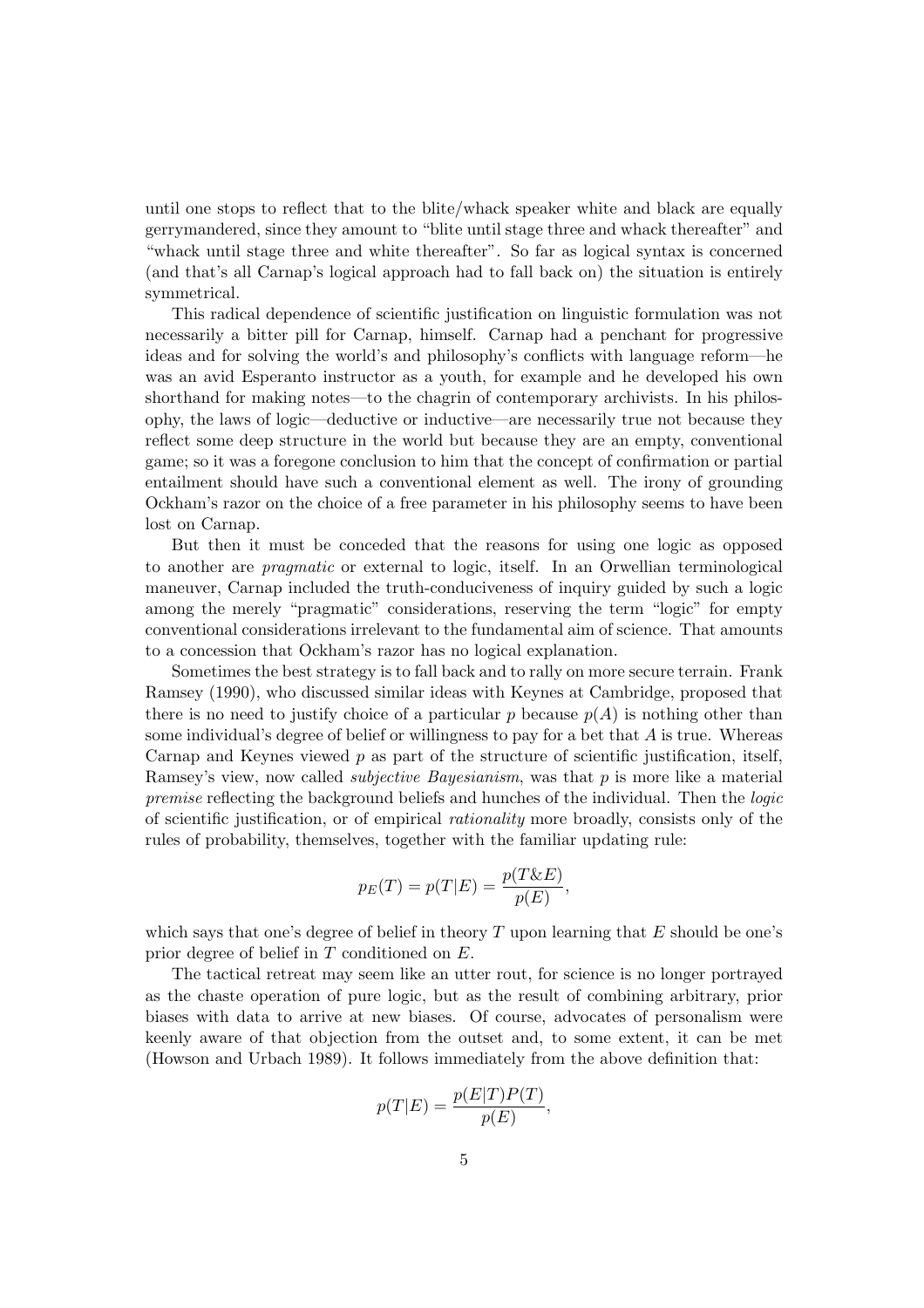until one stops to reflect that to the blite/whack speaker white and black are equally gerrymandered, since they amount to "blite until stage three and whack thereafter" and "whack until stage three and white thereafter". So far as logical syntax is concerned (and that's all Carnap's logical approach had to fall back on) the situation is entirely symmetrical.

This radical dependence of scientific justification on linguistic formulation was not necessarily a bitter pill for Carnap, himself. Carnap had a penchant for progressive ideas and for solving the world's and philosophy's conflicts with language reform—he was an avid Esperanto instructor as a youth, for example and he developed his own shorthand for making notes—to the chagrin of contemporary archivists. In his philosophy, the laws of logic—deductive or inductive—are necessarily true not because they reflect some deep structure in the world but because they are an empty, conventional game; so it was a foregone conclusion to him that the concept of confirmation or partial entailment should have such a conventional element as well. The irony of grounding Ockham's razor on the choice of a free parameter in his philosophy seems to have been lost on Carnap.

But then it must be conceded that the reasons for using one logic as opposed to another are *pragmatic* or external to logic, itself. In an Orwellian terminological maneuver, Carnap included the truth-conduciveness of inquiry guided by such a logic among the merely "pragmatic" considerations, reserving the term "logic" for empty conventional considerations irrelevant to the fundamental aim of science. That amounts to a concession that Ockham's razor has no logical explanation.

Sometimes the best strategy is to fall back and to rally on more secure terrain. Frank Ramsey (1990), who discussed similar ideas with Keynes at Cambridge, proposed that there is no need to justify choice of a particular $p$ because $p(A)$ is nothing other than some individual's degree of belief or willingness to pay for a bet that $A$ is true. Whereas Carnap and Keynes viewed $p$ as part of the structure of scientific justification, itself, Ramsey's view, now called *subjective Bayesianism*, was that $p$ is more like a material *premise* reflecting the background beliefs and hunches of the individual. Then the *logic* of scientific justification, or of empirical *rationality* more broadly, consists only of the rules of probability, themselves, together with the familiar updating rule:

$$p_E(T) = p(T|E) = \frac{p(T\&E)}{p(E)},$$

which says that one's degree of belief in theory $T$ upon learning that $E$ should be one's prior degree of belief in $T$ conditioned on $E$.

The tactical retreat may seem like an utter rout, for science is no longer portrayed as the chaste operation of pure logic, but as the result of combining arbitrary, prior biases with data to arrive at new biases. Of course, advocates of personalism were keenly aware of that objection from the outset and, to some extent, it can be met (Howson and Urbach 1989). It follows immediately from the above definition that:

$$p(T|E) = \frac{p(E|T)P(T)}{p(E)},$$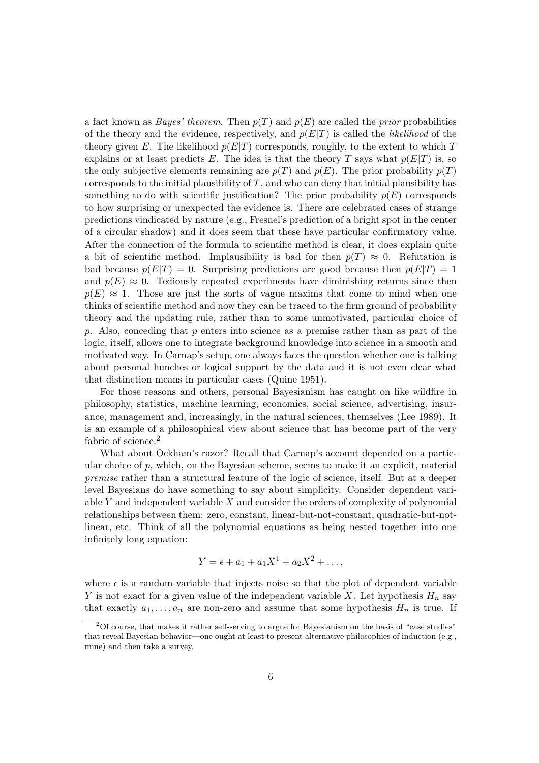a fact known as *Bayes' theorem*. Then $p(T)$ and $p(E)$ are called the *prior* probabilities of the theory and the evidence, respectively, and $p(E|T)$ is called the *likelihood* of the theory given $E$. The likelihood $p(E|T)$ corresponds, roughly, to the extent to which $T$ explains or at least predicts $E$. The idea is that the theory $T$ says what $p(E|T)$ is, so the only subjective elements remaining are $p(T)$ and $p(E)$. The prior probability $p(T)$ corresponds to the initial plausibility of $T$, and who can deny that initial plausibility has something to do with scientific justification? The prior probability $p(E)$ corresponds to how surprising or unexpected the evidence is. There are celebrated cases of strange predictions vindicated by nature (e.g., Fresnel's prediction of a bright spot in the center of a circular shadow) and it does seem that these have particular confirmatory value. After the connection of the formula to scientific method is clear, it does explain quite a bit of scientific method. Implausibility is bad for then $p(T) \approx 0$. Refutation is bad because $p(E|T) = 0$. Surprising predictions are good because then $p(E|T) = 1$ and $p(E) \approx 0$. Tediously repeated experiments have diminishing returns since then $p(E) \approx 1$. Those are just the sorts of vague maxims that come to mind when one thinks of scientific method and now they can be traced to the firm ground of probability theory and the updating rule, rather than to some unmotivated, particular choice of $p$. Also, conceding that $p$ enters into science as a premise rather than as part of the logic, itself, allows one to integrate background knowledge into science in a smooth and motivated way. In Carnap's setup, one always faces the question whether one is talking about personal hunches or logical support by the data and it is not even clear what that distinction means in particular cases (Quine 1951).

For those reasons and others, personal Bayesianism has caught on like wildfire in philosophy, statistics, machine learning, economics, social science, advertising, insurance, management and, increasingly, in the natural sciences, themselves (Lee 1989). It is an example of a philosophical view about science that has become part of the very fabric of science.[2]

What about Ockham's razor? Recall that Carnap's account depended on a particular choice of $p$, which, on the Bayesian scheme, seems to make it an explicit, material *premise* rather than a structural feature of the logic of science, itself. But at a deeper level Bayesians do have something to say about simplicity. Consider dependent variable $Y$ and independent variable $X$ and consider the orders of complexity of polynomial relationships between them: zero, constant, linear-but-not-constant, quadratic-but-not-linear, etc. Think of all the polynomial equations as being nested together into one infinitely long equation:

$$Y = \epsilon + a_1 + a_1 X^1 + a_2 X^2 + \dots,$$

where $\epsilon$ is a random variable that injects noise so that the plot of dependent variable $Y$ is not exact for a given value of the independent variable $X$. Let hypothesis $H_n$ say that exactly $a_1, \dots, a_n$ are non-zero and assume that some hypothesis $H_n$ is true. If

[2] Of course, that makes it rather self-serving to argue for Bayesianism on the basis of "case studies" that reveal Bayesian behavior—one ought at least to present alternative philosophies of induction (e.g., mine) and then take a survey.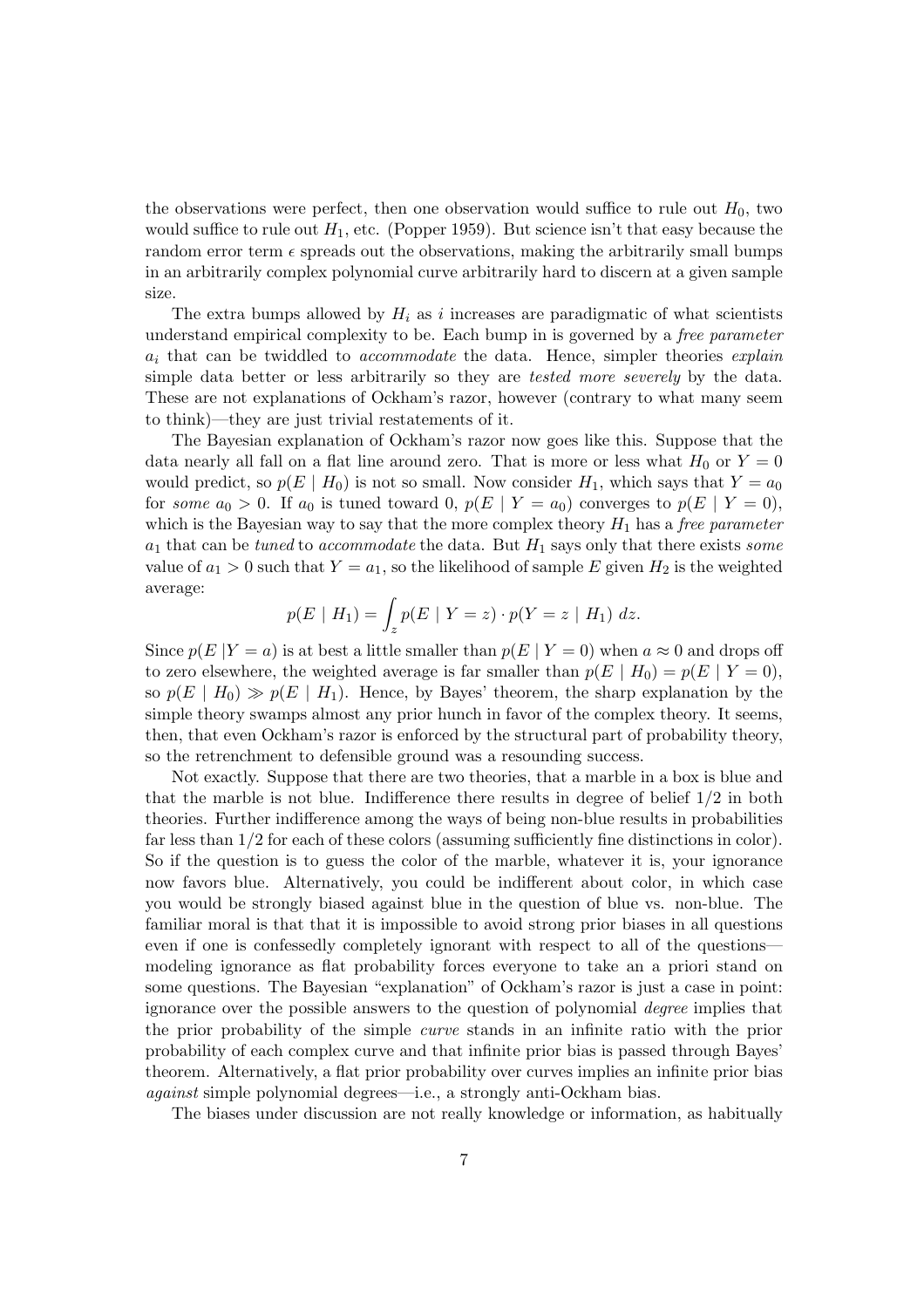the observations were perfect, then one observation would suffice to rule out $H_0$, two would suffice to rule out $H_1$, etc. (Popper 1959). But science isn't that easy because the random error term $\epsilon$ spreads out the observations, making the arbitrarily small bumps in an arbitrarily complex polynomial curve arbitrarily hard to discern at a given sample size.

The extra bumps allowed by $H_i$ as $i$ increases are paradigmatic of what scientists understand empirical complexity to be. Each bump in is governed by a *free parameter* $a_i$ that can be twiddled to *accommodate* the data. Hence, simpler theories *explain* simple data better or less arbitrarily so they are *tested more severely* by the data. These are not explanations of Ockham's razor, however (contrary to what many seem to think)—they are just trivial restatements of it.

The Bayesian explanation of Ockham's razor now goes like this. Suppose that the data nearly all fall on a flat line around zero. That is more or less what $H_0$ or $Y = 0$ would predict, so $p(E \mid H_0)$ is not so small. Now consider $H_1$, which says that $Y = a_0$ for *some* $a_0 > 0$. If $a_0$ is tuned toward 0, $p(E \mid Y = a_0)$ converges to $p(E \mid Y = 0)$, which is the Bayesian way to say that the more complex theory $H_1$ has a *free parameter* $a_1$ that can be *tuned* to *accommodate* the data. But $H_1$ says only that there exists *some* value of $a_1 > 0$ such that $Y = a_1$, so the likelihood of sample $E$ given $H_2$ is the weighted average:

$$p(E \mid H_1) = \int_z p(E \mid Y = z) \cdot p(Y = z \mid H_1) \; dz.$$

Since $p(E \mid Y = a)$ is at best a little smaller than $p(E \mid Y = 0)$ when $a \approx 0$ and drops off to zero elsewhere, the weighted average is far smaller than $p(E \mid H_0) = p(E \mid Y = 0)$, so $p(E \mid H_0) \gg p(E \mid H_1)$. Hence, by Bayes' theorem, the sharp explanation by the simple theory swamps almost any prior hunch in favor of the complex theory. It seems, then, that even Ockham's razor is enforced by the structural part of probability theory, so the retrenchment to defensible ground was a resounding success.

Not exactly. Suppose that there are two theories, that a marble in a box is blue and that the marble is not blue. Indifference there results in degree of belief 1/2 in both theories. Further indifference among the ways of being non-blue results in probabilities far less than 1/2 for each of these colors (assuming sufficiently fine distinctions in color). So if the question is to guess the color of the marble, whatever it is, your ignorance now favors blue. Alternatively, you could be indifferent about color, in which case you would be strongly biased against blue in the question of blue vs. non-blue. The familiar moral is that that it is impossible to avoid strong prior biases in all questions even if one is confessedly completely ignorant with respect to all of the questions—modeling ignorance as flat probability forces everyone to take an a priori stand on some questions. The Bayesian "explanation" of Ockham's razor is just a case in point: ignorance over the possible answers to the question of polynomial *degree* implies that the prior probability of the simple *curve* stands in an infinite ratio with the prior probability of each complex curve and that infinite prior bias is passed through Bayes' theorem. Alternatively, a flat prior probability over curves implies an infinite prior bias *against* simple polynomial degrees—i.e., a strongly anti-Ockham bias.

The biases under discussion are not really knowledge or information, as habitually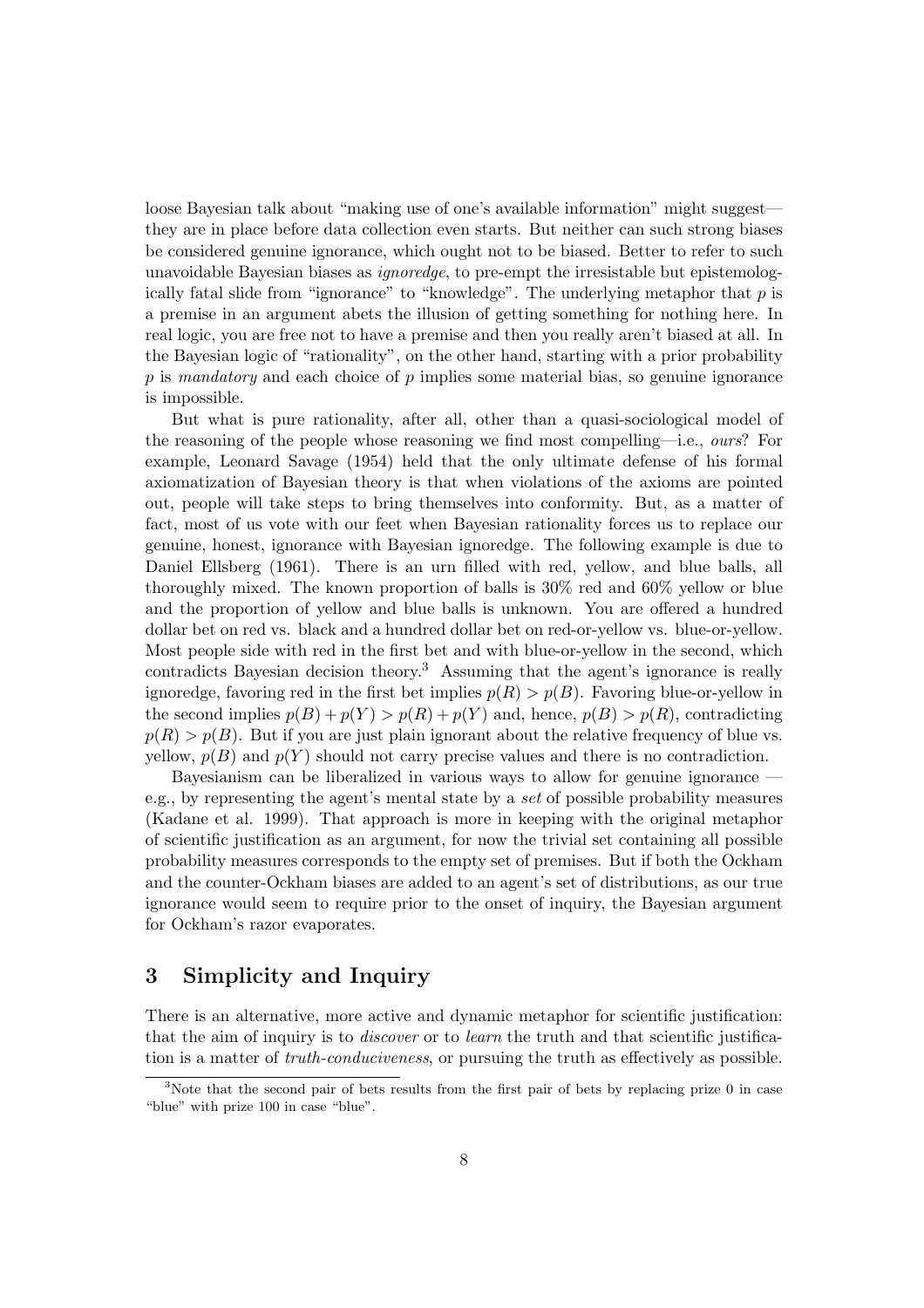loose Bayesian talk about "making use of one's available information" might suggest—they are in place before data collection even starts. But neither can such strong biases be considered genuine ignorance, which ought not to be biased. Better to refer to such unavoidable Bayesian biases as *ignoredge*, to pre-empt the irresistable but epistemologically fatal slide from "ignorance" to "knowledge". The underlying metaphor that $p$ is a premise in an argument abets the illusion of getting something for nothing here. In real logic, you are free not to have a premise and then you really aren't biased at all. In the Bayesian logic of "rationality", on the other hand, starting with a prior probability $p$ is *mandatory* and each choice of $p$ implies some material bias, so genuine ignorance is impossible.

But what is pure rationality, after all, other than a quasi-sociological model of the reasoning of the people whose reasoning we find most compelling—i.e., *ours*? For example, Leonard Savage (1954) held that the only ultimate defense of his formal axiomatization of Bayesian theory is that when violations of the axioms are pointed out, people will take steps to bring themselves into conformity. But, as a matter of fact, most of us vote with our feet when Bayesian rationality forces us to replace our genuine, honest, ignorance with Bayesian ignoredge. The following example is due to Daniel Ellsberg (1961). There is an urn filled with red, yellow, and blue balls, all thoroughly mixed. The known proportion of balls is 30% red and 60% yellow or blue and the proportion of yellow and blue balls is unknown. You are offered a hundred dollar bet on red vs. black and a hundred dollar bet on red-or-yellow vs. blue-or-yellow. Most people side with red in the first bet and with blue-or-yellow in the second, which contradicts Bayesian decision theory.[3] Assuming that the agent's ignorance is really ignoredge, favoring red in the first bet implies $p(R) > p(B)$. Favoring blue-or-yellow in the second implies $p(B) + p(Y) > p(R) + p(Y)$ and, hence, $p(B) > p(R)$, contradicting $p(R) > p(B)$. But if you are just plain ignorant about the relative frequency of blue vs. yellow, $p(B)$ and $p(Y)$ should not carry precise values and there is no contradiction.

Bayesianism can be liberalized in various ways to allow for genuine ignorance — e.g., by representing the agent's mental state by a *set* of possible probability measures (Kadane et al. 1999). That approach is more in keeping with the original metaphor of scientific justification as an argument, for now the trivial set containing all possible probability measures corresponds to the empty set of premises. But if both the Ockham and the counter-Ockham biases are added to an agent's set of distributions, as our true ignorance would seem to require prior to the onset of inquiry, the Bayesian argument for Ockham's razor evaporates.

## 3 Simplicity and Inquiry

There is an alternative, more active and dynamic metaphor for scientific justification: that the aim of inquiry is to *discover* or to *learn* the truth and that scientific justification is a matter of *truth-conduciveness*, or pursuing the truth as effectively as possible.

[3] Note that the second pair of bets results from the first pair of bets by replacing prize 0 in case "blue" with prize 100 in case "blue".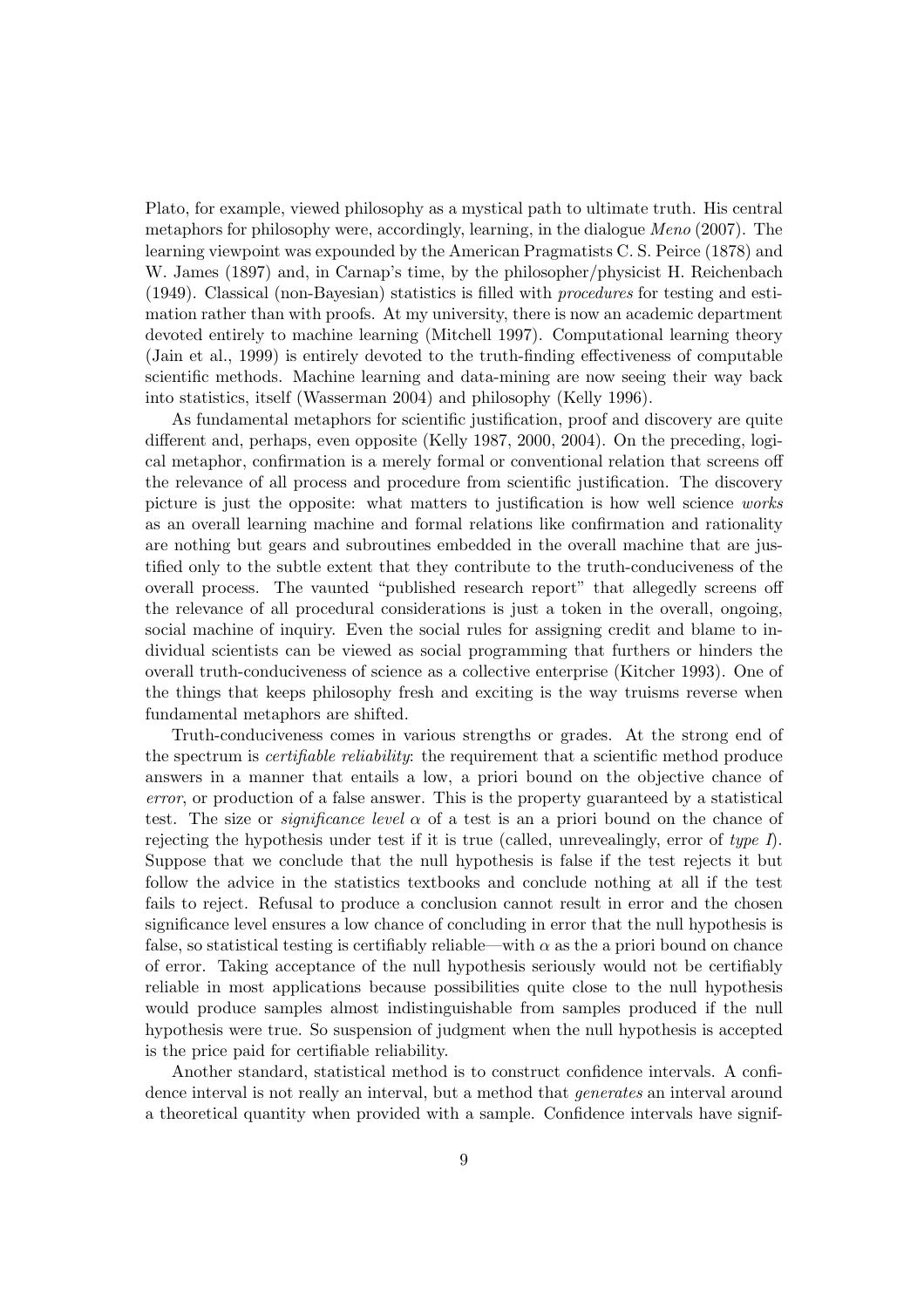Plato, for example, viewed philosophy as a mystical path to ultimate truth. His central metaphors for philosophy were, accordingly, learning, in the dialogue *Meno* (2007). The learning viewpoint was expounded by the American Pragmatists C. S. Peirce (1878) and W. James (1897) and, in Carnap's time, by the philosopher/physicist H. Reichenbach (1949). Classical (non-Bayesian) statistics is filled with *procedures* for testing and estimation rather than with proofs. At my university, there is now an academic department devoted entirely to machine learning (Mitchell 1997). Computational learning theory (Jain et al., 1999) is entirely devoted to the truth-finding effectiveness of computable scientific methods. Machine learning and data-mining are now seeing their way back into statistics, itself (Wasserman 2004) and philosophy (Kelly 1996).

As fundamental metaphors for scientific justification, proof and discovery are quite different and, perhaps, even opposite (Kelly 1987, 2000, 2004). On the preceding, logical metaphor, confirmation is a merely formal or conventional relation that screens off the relevance of all process and procedure from scientific justification. The discovery picture is just the opposite: what matters to justification is how well science *works* as an overall learning machine and formal relations like confirmation and rationality are nothing but gears and subroutines embedded in the overall machine that are justified only to the subtle extent that they contribute to the truth-conduciveness of the overall process. The vaunted "published research report" that allegedly screens off the relevance of all procedural considerations is just a token in the overall, ongoing, social machine of inquiry. Even the social rules for assigning credit and blame to individual scientists can be viewed as social programming that furthers or hinders the overall truth-conduciveness of science as a collective enterprise (Kitcher 1993). One of the things that keeps philosophy fresh and exciting is the way truisms reverse when fundamental metaphors are shifted.

Truth-conduciveness comes in various strengths or grades. At the strong end of the spectrum is *certifiable reliability*: the requirement that a scientific method produce answers in a manner that entails a low, a priori bound on the objective chance of *error*, or production of a false answer. This is the property guaranteed by a statistical test. The size or *significance level* $\alpha$ of a test is an a priori bound on the chance of rejecting the hypothesis under test if it is true (called, unrevealingly, error of *type I*). Suppose that we conclude that the null hypothesis is false if the test rejects it but follow the advice in the statistics textbooks and conclude nothing at all if the test fails to reject. Refusal to produce a conclusion cannot result in error and the chosen significance level ensures a low chance of concluding in error that the null hypothesis is false, so statistical testing is certifiably reliable—with $\alpha$ as the a priori bound on chance of error. Taking acceptance of the null hypothesis seriously would not be certifiably reliable in most applications because possibilities quite close to the null hypothesis would produce samples almost indistinguishable from samples produced if the null hypothesis were true. So suspension of judgment when the null hypothesis is accepted is the price paid for certifiable reliability.

Another standard, statistical method is to construct confidence intervals. A confidence interval is not really an interval, but a method that *generates* an interval around a theoretical quantity when provided with a sample. Confidence intervals have signif-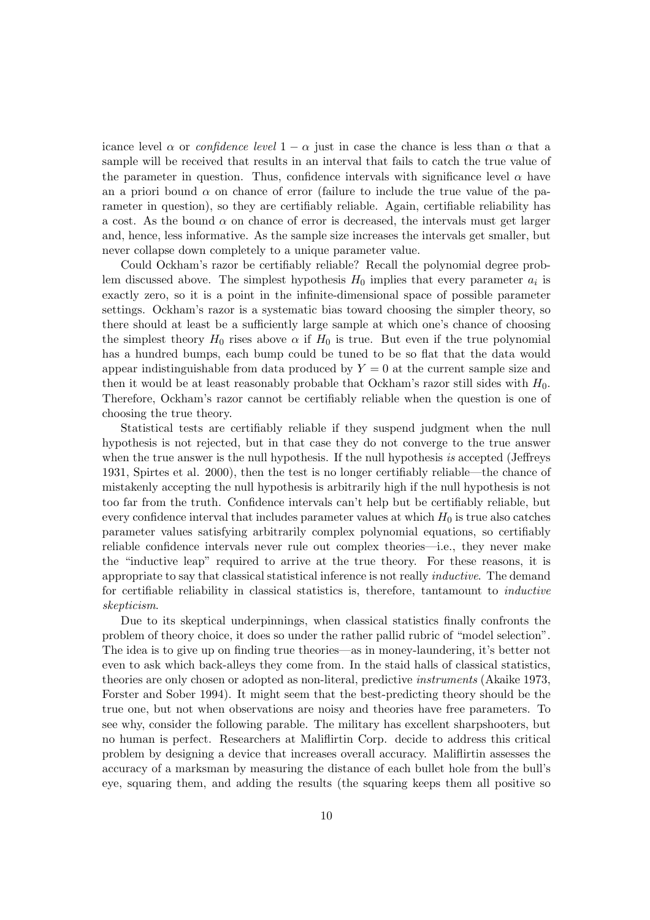icance level $\alpha$ or *confidence level* $1 - \alpha$ just in case the chance is less than $\alpha$ that a sample will be received that results in an interval that fails to catch the true value of the parameter in question. Thus, confidence intervals with significance level $\alpha$ have an a priori bound $\alpha$ on chance of error (failure to include the true value of the parameter in question), so they are certifiably reliable. Again, certifiable reliability has a cost. As the bound $\alpha$ on chance of error is decreased, the intervals must get larger and, hence, less informative. As the sample size increases the intervals get smaller, but never collapse down completely to a unique parameter value.

Could Ockham's razor be certifiably reliable? Recall the polynomial degree problem discussed above. The simplest hypothesis $H_0$ implies that every parameter $a_i$ is exactly zero, so it is a point in the infinite-dimensional space of possible parameter settings. Ockham's razor is a systematic bias toward choosing the simpler theory, so there should at least be a sufficiently large sample at which one's chance of choosing the simplest theory $H_0$ rises above $\alpha$ if $H_0$ is true. But even if the true polynomial has a hundred bumps, each bump could be tuned to be so flat that the data would appear indistinguishable from data produced by $Y = 0$ at the current sample size and then it would be at least reasonably probable that Ockham's razor still sides with $H_0$. Therefore, Ockham's razor cannot be certifiably reliable when the question is one of choosing the true theory.

Statistical tests are certifiably reliable if they suspend judgment when the null hypothesis is not rejected, but in that case they do not converge to the true answer when the true answer is the null hypothesis. If the null hypothesis *is* accepted (Jeffreys 1931, Spirtes et al. 2000), then the test is no longer certifiably reliable—the chance of mistakenly accepting the null hypothesis is arbitrarily high if the null hypothesis is not too far from the truth. Confidence intervals can't help but be certifiably reliable, but every confidence interval that includes parameter values at which $H_0$ is true also catches parameter values satisfying arbitrarily complex polynomial equations, so certifiably reliable confidence intervals never rule out complex theories—i.e., they never make the "inductive leap" required to arrive at the true theory. For these reasons, it is appropriate to say that classical statistical inference is not really *inductive*. The demand for certifiable reliability in classical statistics is, therefore, tantamount to *inductive skepticism*.

Due to its skeptical underpinnings, when classical statistics finally confronts the problem of theory choice, it does so under the rather pallid rubric of "model selection". The idea is to give up on finding true theories—as in money-laundering, it's better not even to ask which back-alleys they come from. In the staid halls of classical statistics, theories are only chosen or adopted as non-literal, predictive *instruments* (Akaike 1973, Forster and Sober 1994). It might seem that the best-predicting theory should be the true one, but not when observations are noisy and theories have free parameters. To see why, consider the following parable. The military has excellent sharpshooters, but no human is perfect. Researchers at Maliflirtin Corp. decide to address this critical problem by designing a device that increases overall accuracy. Maliflirtin assesses the accuracy of a marksman by measuring the distance of each bullet hole from the bull's eye, squaring them, and adding the results (the squaring keeps them all positive so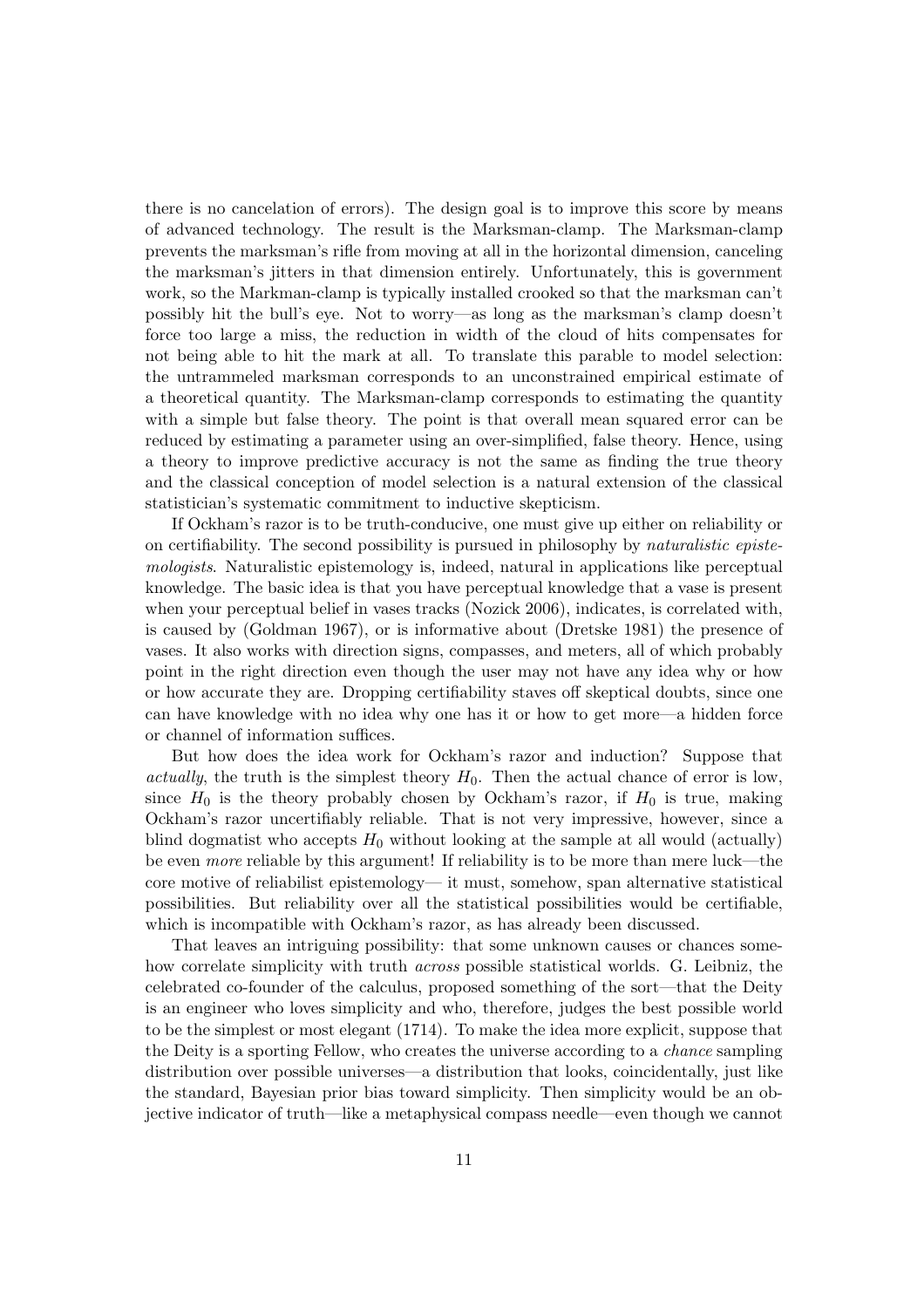there is no cancelation of errors). The design goal is to improve this score by means of advanced technology. The result is the Marksman-clamp. The Marksman-clamp prevents the marksman's rifle from moving at all in the horizontal dimension, canceling the marksman's jitters in that dimension entirely. Unfortunately, this is government work, so the Markman-clamp is typically installed crooked so that the marksman can't possibly hit the bull's eye. Not to worry—as long as the marksman's clamp doesn't force too large a miss, the reduction in width of the cloud of hits compensates for not being able to hit the mark at all. To translate this parable to model selection: the untrammeled marksman corresponds to an unconstrained empirical estimate of a theoretical quantity. The Marksman-clamp corresponds to estimating the quantity with a simple but false theory. The point is that overall mean squared error can be reduced by estimating a parameter using an over-simplified, false theory. Hence, using a theory to improve predictive accuracy is not the same as finding the true theory and the classical conception of model selection is a natural extension of the classical statistician's systematic commitment to inductive skepticism.

If Ockham's razor is to be truth-conducive, one must give up either on reliability or on certifiability. The second possibility is pursued in philosophy by *naturalistic epistemologists*. Naturalistic epistemology is, indeed, natural in applications like perceptual knowledge. The basic idea is that you have perceptual knowledge that a vase is present when your perceptual belief in vases tracks (Nozick 2006), indicates, is correlated with, is caused by (Goldman 1967), or is informative about (Dretske 1981) the presence of vases. It also works with direction signs, compasses, and meters, all of which probably point in the right direction even though the user may not have any idea why or how or how accurate they are. Dropping certifiability staves off skeptical doubts, since one can have knowledge with no idea why one has it or how to get more—a hidden force or channel of information suffices.

But how does the idea work for Ockham's razor and induction? Suppose that *actually*, the truth is the simplest theory $H_0$. Then the actual chance of error is low, since $H_0$ is the theory probably chosen by Ockham's razor, if $H_0$ is true, making Ockham's razor uncertifiably reliable. That is not very impressive, however, since a blind dogmatist who accepts $H_0$ without looking at the sample at all would (actually) be even *more* reliable by this argument! If reliability is to be more than mere luck—the core motive of reliabilist epistemology— it must, somehow, span alternative statistical possibilities. But reliability over all the statistical possibilities would be certifiable, which is incompatible with Ockham's razor, as has already been discussed.

That leaves an intriguing possibility: that some unknown causes or chances somehow correlate simplicity with truth *across* possible statistical worlds. G. Leibniz, the celebrated co-founder of the calculus, proposed something of the sort—that the Deity is an engineer who loves simplicity and who, therefore, judges the best possible world to be the simplest or most elegant (1714). To make the idea more explicit, suppose that the Deity is a sporting Fellow, who creates the universe according to a *chance* sampling distribution over possible universes—a distribution that looks, coincidentally, just like the standard, Bayesian prior bias toward simplicity. Then simplicity would be an objective indicator of truth—like a metaphysical compass needle—even though we cannot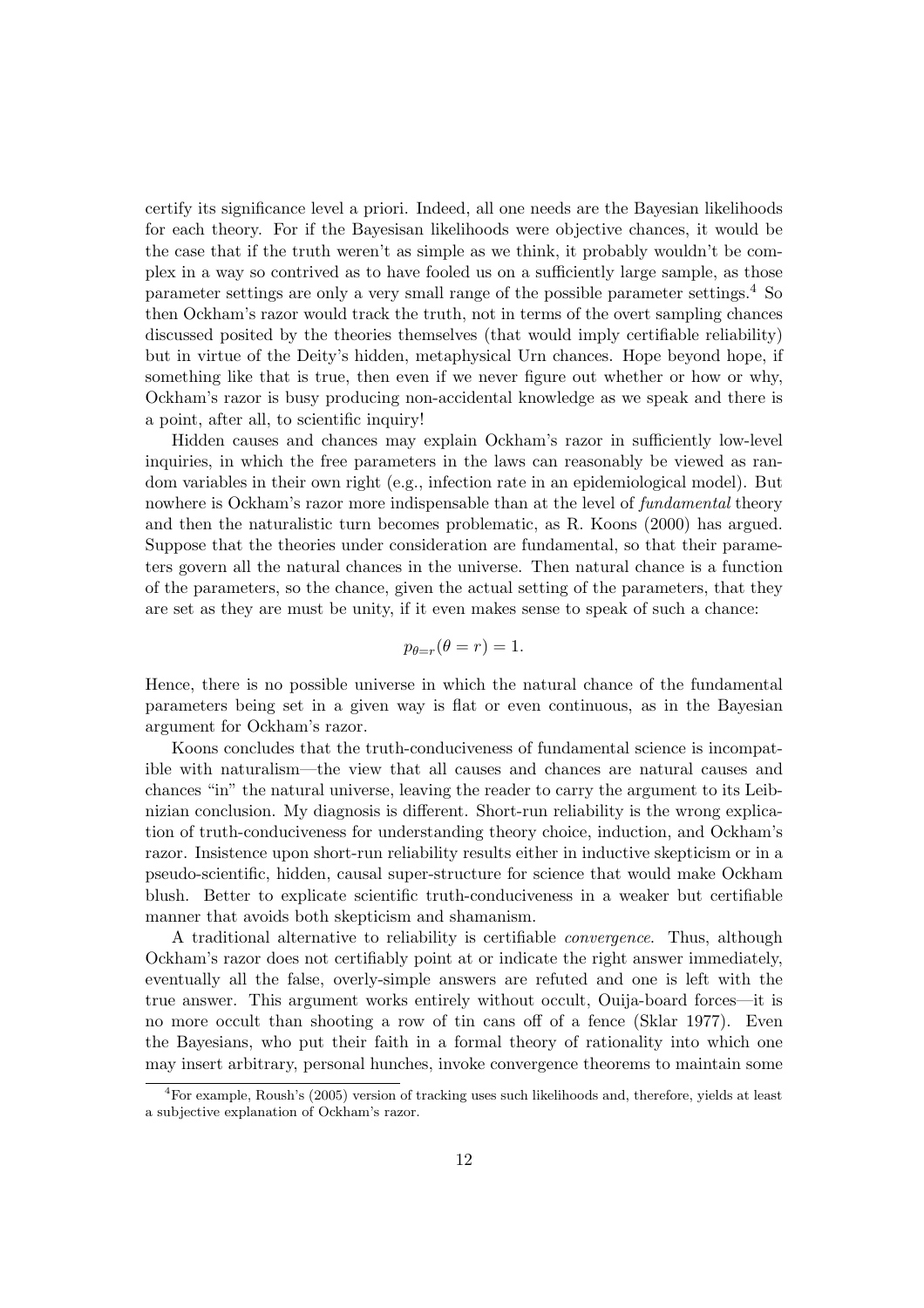certify its significance level a priori. Indeed, all one needs are the Bayesian likelihoods for each theory. For if the Bayesisan likelihoods were objective chances, it would be the case that if the truth weren't as simple as we think, it probably wouldn't be complex in a way so contrived as to have fooled us on a sufficiently large sample, as those parameter settings are only a very small range of the possible parameter settings.[4] So then Ockham's razor would track the truth, not in terms of the overt sampling chances discussed posited by the theories themselves (that would imply certifiable reliability) but in virtue of the Deity's hidden, metaphysical Urn chances. Hope beyond hope, if something like that is true, then even if we never figure out whether or how or why, Ockham's razor is busy producing non-accidental knowledge as we speak and there is a point, after all, to scientific inquiry!

Hidden causes and chances may explain Ockham's razor in sufficiently low-level inquiries, in which the free parameters in the laws can reasonably be viewed as random variables in their own right (e.g., infection rate in an epidemiological model). But nowhere is Ockham's razor more indispensable than at the level of *fundamental* theory and then the naturalistic turn becomes problematic, as R. Koons (2000) has argued. Suppose that the theories under consideration are fundamental, so that their parameters govern all the natural chances in the universe. Then natural chance is a function of the parameters, so the chance, given the actual setting of the parameters, that they are set as they are must be unity, if it even makes sense to speak of such a chance:

$$p_{\theta=r}(\theta = r) = 1.$$

Hence, there is no possible universe in which the natural chance of the fundamental parameters being set in a given way is flat or even continuous, as in the Bayesian argument for Ockham's razor.

Koons concludes that the truth-conduciveness of fundamental science is incompatible with naturalism—the view that all causes and chances are natural causes and chances "in" the natural universe, leaving the reader to carry the argument to its Leibnizian conclusion. My diagnosis is different. Short-run reliability is the wrong explication of truth-conduciveness for understanding theory choice, induction, and Ockham's razor. Insistence upon short-run reliability results either in inductive skepticism or in a pseudo-scientific, hidden, causal super-structure for science that would make Ockham blush. Better to explicate scientific truth-conduciveness in a weaker but certifiable manner that avoids both skepticism and shamanism.

A traditional alternative to reliability is certifiable *convergence*. Thus, although Ockham's razor does not certifiably point at or indicate the right answer immediately, eventually all the false, overly-simple answers are refuted and one is left with the true answer. This argument works entirely without occult, Ouija-board forces—it is no more occult than shooting a row of tin cans off of a fence (Sklar 1977). Even the Bayesians, who put their faith in a formal theory of rationality into which one may insert arbitrary, personal hunches, invoke convergence theorems to maintain some

[4] For example, Roush's (2005) version of tracking uses such likelihoods and, therefore, yields at least a subjective explanation of Ockham's razor.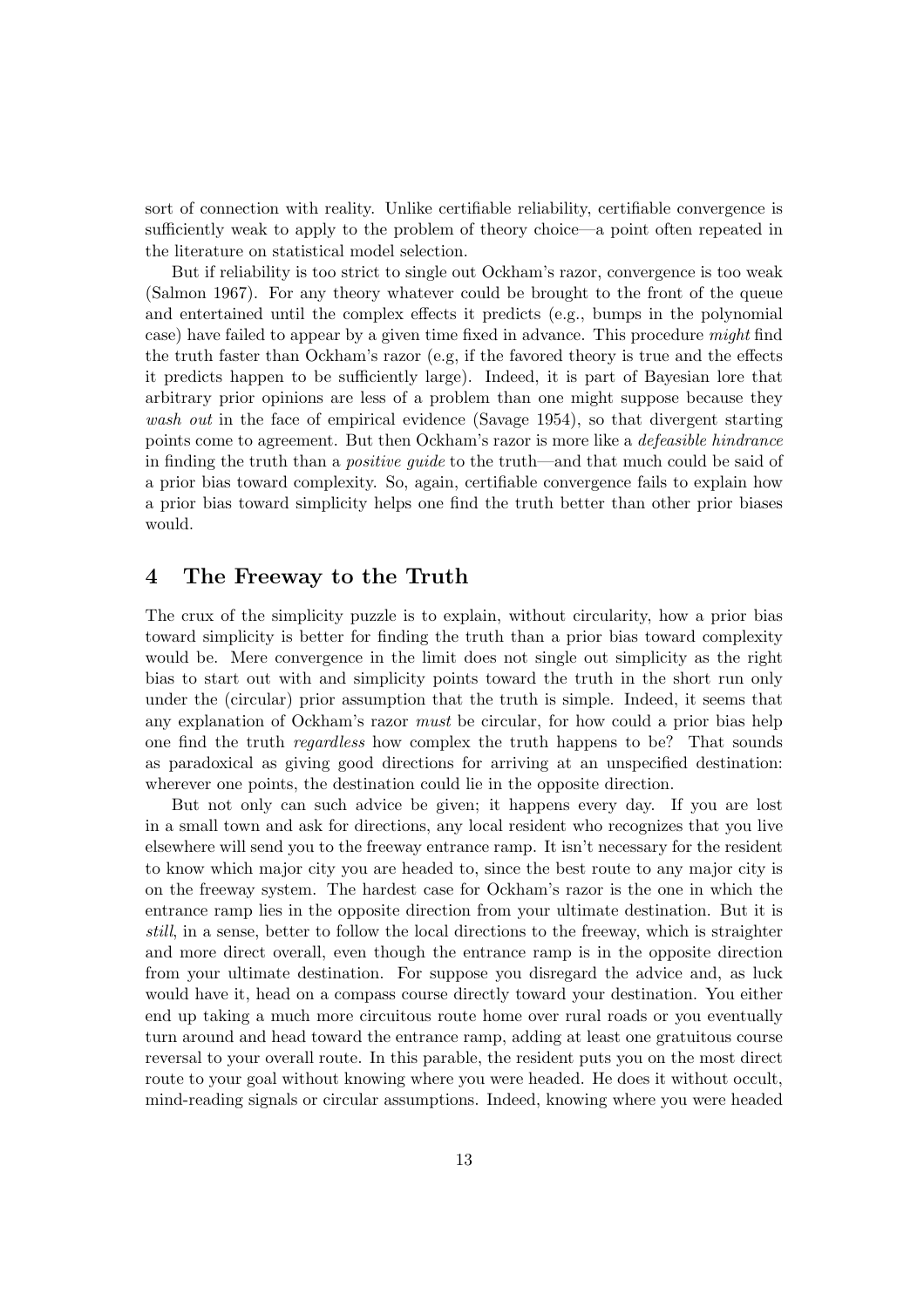sort of connection with reality. Unlike certifiable reliability, certifiable convergence is sufficiently weak to apply to the problem of theory choice—a point often repeated in the literature on statistical model selection.

But if reliability is too strict to single out Ockham's razor, convergence is too weak (Salmon 1967). For any theory whatever could be brought to the front of the queue and entertained until the complex effects it predicts (e.g., bumps in the polynomial case) have failed to appear by a given time fixed in advance. This procedure *might* find the truth faster than Ockham's razor (e.g, if the favored theory is true and the effects it predicts happen to be sufficiently large). Indeed, it is part of Bayesian lore that arbitrary prior opinions are less of a problem than one might suppose because they *wash out* in the face of empirical evidence (Savage 1954), so that divergent starting points come to agreement. But then Ockham's razor is more like a *defeasible hindrance* in finding the truth than a *positive guide* to the truth—and that much could be said of a prior bias toward complexity. So, again, certifiable convergence fails to explain how a prior bias toward simplicity helps one find the truth better than other prior biases would.

## 4 The Freeway to the Truth

The crux of the simplicity puzzle is to explain, without circularity, how a prior bias toward simplicity is better for finding the truth than a prior bias toward complexity would be. Mere convergence in the limit does not single out simplicity as the right bias to start out with and simplicity points toward the truth in the short run only under the (circular) prior assumption that the truth is simple. Indeed, it seems that any explanation of Ockham's razor *must* be circular, for how could a prior bias help one find the truth *regardless* how complex the truth happens to be? That sounds as paradoxical as giving good directions for arriving at an unspecified destination: wherever one points, the destination could lie in the opposite direction.

But not only can such advice be given; it happens every day. If you are lost in a small town and ask for directions, any local resident who recognizes that you live elsewhere will send you to the freeway entrance ramp. It isn't necessary for the resident to know which major city you are headed to, since the best route to any major city is on the freeway system. The hardest case for Ockham's razor is the one in which the entrance ramp lies in the opposite direction from your ultimate destination. But it is *still*, in a sense, better to follow the local directions to the freeway, which is straighter and more direct overall, even though the entrance ramp is in the opposite direction from your ultimate destination. For suppose you disregard the advice and, as luck would have it, head on a compass course directly toward your destination. You either end up taking a much more circuitous route home over rural roads or you eventually turn around and head toward the entrance ramp, adding at least one gratuitous course reversal to your overall route. In this parable, the resident puts you on the most direct route to your goal without knowing where you were headed. He does it without occult, mind-reading signals or circular assumptions. Indeed, knowing where you were headed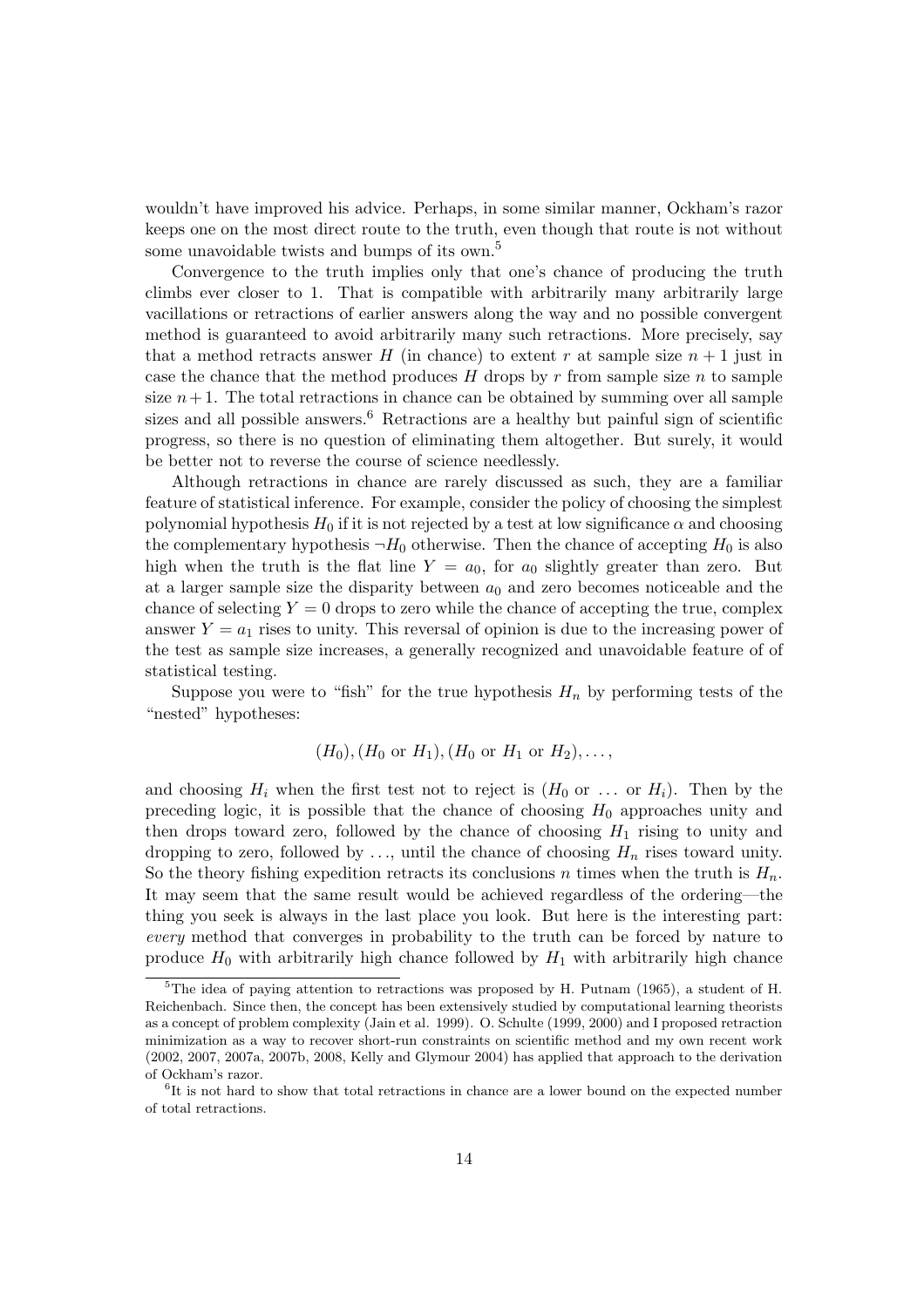wouldn't have improved his advice. Perhaps, in some similar manner, Ockham's razor keeps one on the most direct route to the truth, even though that route is not without some unavoidable twists and bumps of its own.[5]

Convergence to the truth implies only that one's chance of producing the truth climbs ever closer to 1. That is compatible with arbitrarily many arbitrarily large vacillations or retractions of earlier answers along the way and no possible convergent method is guaranteed to avoid arbitrarily many such retractions. More precisely, say that a method retracts answer $H$ (in chance) to extent $r$ at sample size $n + 1$ just in case the chance that the method produces $H$ drops by $r$ from sample size $n$ to sample size $n + 1$. The total retractions in chance can be obtained by summing over all sample sizes and all possible answers.[6] Retractions are a healthy but painful sign of scientific progress, so there is no question of eliminating them altogether. But surely, it would be better not to reverse the course of science needlessly.

Although retractions in chance are rarely discussed as such, they are a familiar feature of statistical inference. For example, consider the policy of choosing the simplest polynomial hypothesis $H_0$ if it is not rejected by a test at low significance $\alpha$ and choosing the complementary hypothesis $\neg H_0$ otherwise. Then the chance of accepting $H_0$ is also high when the truth is the flat line $Y = a_0$, for $a_0$ slightly greater than zero. But at a larger sample size the disparity between $a_0$ and zero becomes noticeable and the chance of selecting $Y = 0$ drops to zero while the chance of accepting the true, complex answer $Y = a_1$ rises to unity. This reversal of opinion is due to the increasing power of the test as sample size increases, a generally recognized and unavoidable feature of of statistical testing.

Suppose you were to "fish" for the true hypothesis $H_n$ by performing tests of the "nested" hypotheses:

$$(H_0), (H_0 \text{ or } H_1), (H_0 \text{ or } H_1 \text{ or } H_2), \ldots,$$

and choosing $H_i$ when the first test not to reject is ($H_0$ or $\ldots$ or $H_i$). Then by the preceding logic, it is possible that the chance of choosing $H_0$ approaches unity and then drops toward zero, followed by the chance of choosing $H_1$ rising to unity and dropping to zero, followed by $\ldots$, until the chance of choosing $H_n$ rises toward unity. So the theory fishing expedition retracts its conclusions $n$ times when the truth is $H_n$. It may seem that the same result would be achieved regardless of the ordering—the thing you seek is always in the last place you look. But here is the interesting part: *every* method that converges in probability to the truth can be forced by nature to produce $H_0$ with arbitrarily high chance followed by $H_1$ with arbitrarily high chance

[5] The idea of paying attention to retractions was proposed by H. Putnam (1965), a student of H. Reichenbach. Since then, the concept has been extensively studied by computational learning theorists as a concept of problem complexity (Jain et al. 1999). O. Schulte (1999, 2000) and I proposed retraction minimization as a way to recover short-run constraints on scientific method and my own recent work (2002, 2007, 2007a, 2007b, 2008, Kelly and Glymour 2004) has applied that approach to the derivation of Ockham's razor.

[6] It is not hard to show that total retractions in chance are a lower bound on the expected number of total retractions.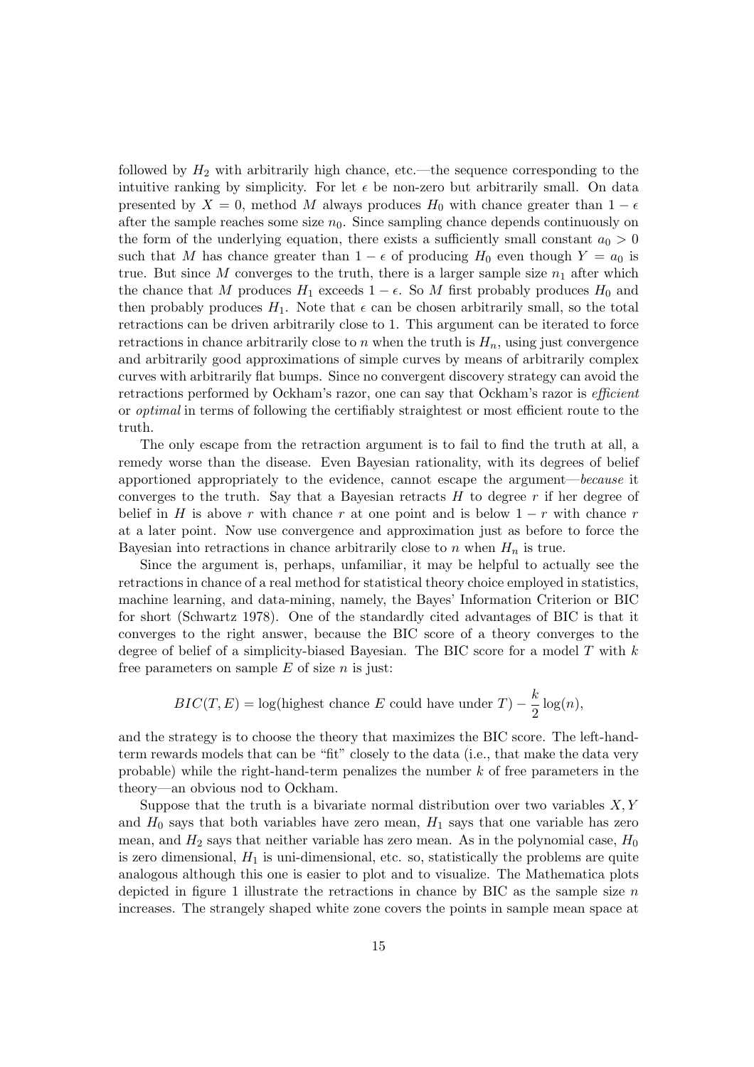followed by $H_2$ with arbitrarily high chance, etc.—the sequence corresponding to the intuitive ranking by simplicity. For let $\epsilon$ be non-zero but arbitrarily small. On data presented by $X = 0$, method $M$ always produces $H_0$ with chance greater than $1 - \epsilon$ after the sample reaches some size $n_0$. Since sampling chance depends continuously on the form of the underlying equation, there exists a sufficiently small constant $a_0 > 0$ such that $M$ has chance greater than $1 - \epsilon$ of producing $H_0$ even though $Y = a_0$ is true. But since $M$ converges to the truth, there is a larger sample size $n_1$ after which the chance that $M$ produces $H_1$ exceeds $1 - \epsilon$. So $M$ first probably produces $H_0$ and then probably produces $H_1$. Note that $\epsilon$ can be chosen arbitrarily small, so the total retractions can be driven arbitrarily close to 1. This argument can be iterated to force retractions in chance arbitrarily close to $n$ when the truth is $H_n$, using just convergence and arbitrarily good approximations of simple curves by means of arbitrarily complex curves with arbitrarily flat bumps. Since no convergent discovery strategy can avoid the retractions performed by Ockham's razor, one can say that Ockham's razor is *efficient* or *optimal* in terms of following the certifiably straightest or most efficient route to the truth.

The only escape from the retraction argument is to fail to find the truth at all, a remedy worse than the disease. Even Bayesian rationality, with its degrees of belief apportioned appropriately to the evidence, cannot escape the argument—*because* it converges to the truth. Say that a Bayesian retracts $H$ to degree $r$ if her degree of belief in $H$ is above $r$ with chance $r$ at one point and is below $1 - r$ with chance $r$ at a later point. Now use convergence and approximation just as before to force the Bayesian into retractions in chance arbitrarily close to $n$ when $H_n$ is true.

Since the argument is, perhaps, unfamiliar, it may be helpful to actually see the retractions in chance of a real method for statistical theory choice employed in statistics, machine learning, and data-mining, namely, the Bayes' Information Criterion or BIC for short (Schwartz 1978). One of the standardly cited advantages of BIC is that it converges to the right answer, because the BIC score of a theory converges to the degree of belief of a simplicity-biased Bayesian. The BIC score for a model $T$ with $k$ free parameters on sample $E$ of size $n$ is just:

$$BIC(T, E) = \log(\text{highest chance } E \text{ could have under } T) - \frac{k}{2}\log(n),$$

and the strategy is to choose the theory that maximizes the BIC score. The left-hand-term rewards models that can be "fit" closely to the data (i.e., that make the data very probable) while the right-hand-term penalizes the number $k$ of free parameters in the theory—an obvious nod to Ockham.

Suppose that the truth is a bivariate normal distribution over two variables $X, Y$ and $H_0$ says that both variables have zero mean, $H_1$ says that one variable has zero mean, and $H_2$ says that neither variable has zero mean. As in the polynomial case, $H_0$ is zero dimensional, $H_1$ is uni-dimensional, etc. so, statistically the problems are quite analogous although this one is easier to plot and to visualize. The Mathematica plots depicted in figure 1 illustrate the retractions in chance by BIC as the sample size $n$ increases. The strangely shaped white zone covers the points in sample mean space at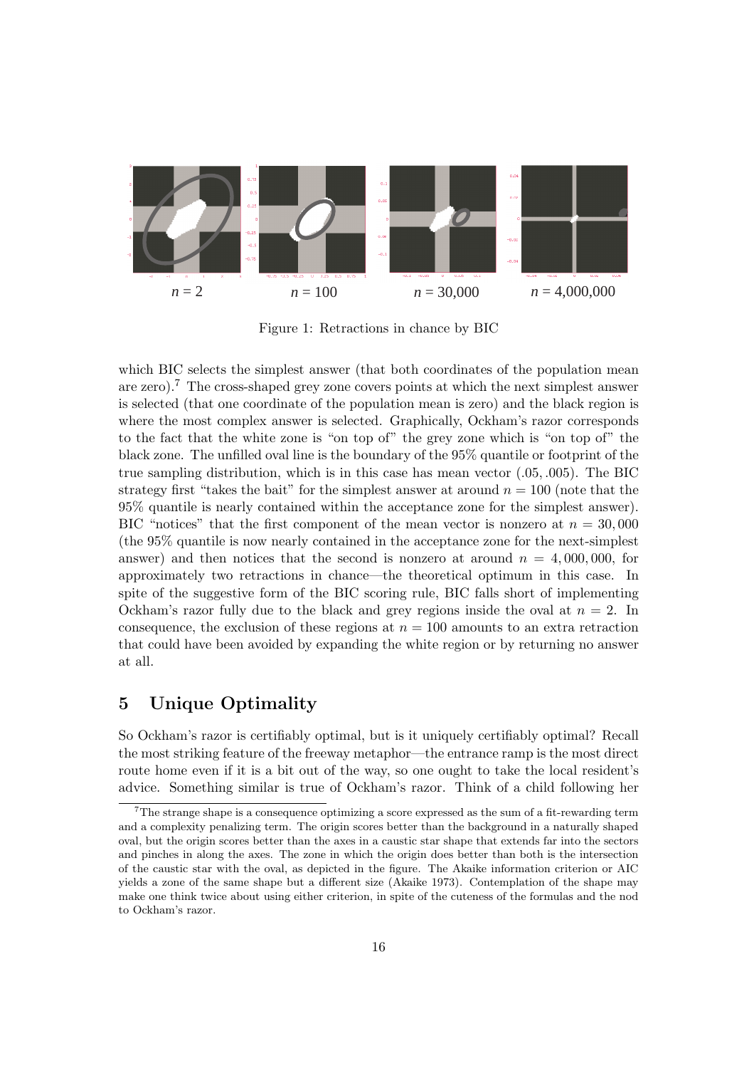$n = 2$ $n = 100$ $n = 30{,}000$ $n = 4{,}000{,}000$

Figure 1: Retractions in chance by BIC

which BIC selects the simplest answer (that both coordinates of the population mean are zero).[7] The cross-shaped grey zone covers points at which the next simplest answer is selected (that one coordinate of the population mean is zero) and the black region is where the most complex answer is selected. Graphically, Ockham's razor corresponds to the fact that the white zone is "on top of" the grey zone which is "on top of" the black zone. The unfilled oval line is the boundary of the 95% quantile or footprint of the true sampling distribution, which is in this case has mean vector (.05, .005). The BIC strategy first "takes the bait" for the simplest answer at around $n = 100$ (note that the 95% quantile is nearly contained within the acceptance zone for the simplest answer). BIC "notices" that the first component of the mean vector is nonzero at $n = 30,000$ (the 95% quantile is now nearly contained in the acceptance zone for the next-simplest answer) and then notices that the second is nonzero at around $n = 4,000,000$, for approximately two retractions in chance—the theoretical optimum in this case. In spite of the suggestive form of the BIC scoring rule, BIC falls short of implementing Ockham's razor fully due to the black and grey regions inside the oval at $n = 2$. In consequence, the exclusion of these regions at $n = 100$ amounts to an extra retraction that could have been avoided by expanding the white region or by returning no answer at all.

## 5 Unique Optimality

So Ockham's razor is certifiably optimal, but is it uniquely certifiably optimal? Recall the most striking feature of the freeway metaphor—the entrance ramp is the most direct route home even if it is a bit out of the way, so one ought to take the local resident's advice. Something similar is true of Ockham's razor. Think of a child following her

[7] The strange shape is a consequence optimizing a score expressed as the sum of a fit-rewarding term and a complexity penalizing term. The origin scores better than the background in a naturally shaped oval, but the origin scores better than the axes in a caustic star shape that extends far into the sectors and pinches in along the axes. The zone in which the origin does better than both is the intersection of the caustic star with the oval, as depicted in the figure. The Akaike information criterion or AIC yields a zone of the same shape but a different size (Akaike 1973). Contemplation of the shape may make one think twice about using either criterion, in spite of the cuteness of the formulas and the nod to Ockham's razor.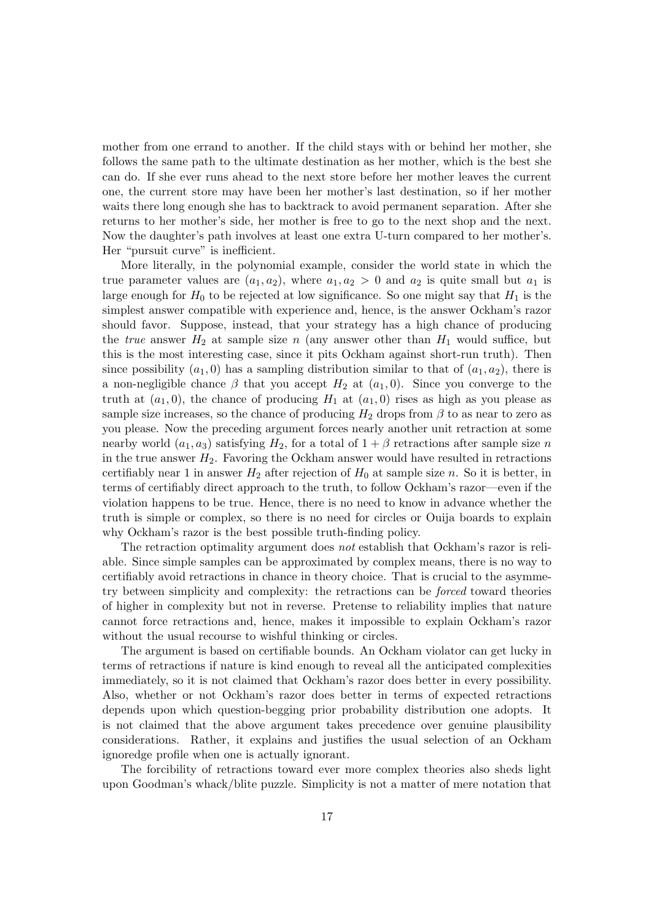mother from one errand to another. If the child stays with or behind her mother, she follows the same path to the ultimate destination as her mother, which is the best she can do. If she ever runs ahead to the next store before her mother leaves the current one, the current store may have been her mother's last destination, so if her mother waits there long enough she has to backtrack to avoid permanent separation. After she returns to her mother's side, her mother is free to go to the next shop and the next. Now the daughter's path involves at least one extra U-turn compared to her mother's. Her "pursuit curve" is inefficient.

More literally, in the polynomial example, consider the world state in which the true parameter values are $(a_1, a_2)$, where $a_1, a_2 > 0$ and $a_2$ is quite small but $a_1$ is large enough for $H_0$ to be rejected at low significance. So one might say that $H_1$ is the simplest answer compatible with experience and, hence, is the answer Ockham's razor should favor. Suppose, instead, that your strategy has a high chance of producing the *true* answer $H_2$ at sample size $n$ (any answer other than $H_1$ would suffice, but this is the most interesting case, since it pits Ockham against short-run truth). Then since possibility $(a_1, 0)$ has a sampling distribution similar to that of $(a_1, a_2)$, there is a non-negligible chance $\beta$ that you accept $H_2$ at $(a_1, 0)$. Since you converge to the truth at $(a_1, 0)$, the chance of producing $H_1$ at $(a_1, 0)$ rises as high as you please as sample size increases, so the chance of producing $H_2$ drops from $\beta$ to as near to zero as you please. Now the preceding argument forces nearly another unit retraction at some nearby world $(a_1, a_3)$ satisfying $H_2$, for a total of $1 + \beta$ retractions after sample size $n$ in the true answer $H_2$. Favoring the Ockham answer would have resulted in retractions certifiably near 1 in answer $H_2$ after rejection of $H_0$ at sample size $n$. So it is better, in terms of certifiably direct approach to the truth, to follow Ockham's razor—even if the violation happens to be true. Hence, there is no need to know in advance whether the truth is simple or complex, so there is no need for circles or Ouija boards to explain why Ockham's razor is the best possible truth-finding policy.

The retraction optimality argument does *not* establish that Ockham's razor is reliable. Since simple samples can be approximated by complex means, there is no way to certifiably avoid retractions in chance in theory choice. That is crucial to the asymmetry between simplicity and complexity: the retractions can be *forced* toward theories of higher in complexity but not in reverse. Pretense to reliability implies that nature cannot force retractions and, hence, makes it impossible to explain Ockham's razor without the usual recourse to wishful thinking or circles.

The argument is based on certifiable bounds. An Ockham violator can get lucky in terms of retractions if nature is kind enough to reveal all the anticipated complexities immediately, so it is not claimed that Ockham's razor does better in every possibility. Also, whether or not Ockham's razor does better in terms of expected retractions depends upon which question-begging prior probability distribution one adopts. It is not claimed that the above argument takes precedence over genuine plausibility considerations. Rather, it explains and justifies the usual selection of an Ockham ignoredge profile when one is actually ignorant.

The forcibility of retractions toward ever more complex theories also sheds light upon Goodman's whack/blite puzzle. Simplicity is not a matter of mere notation that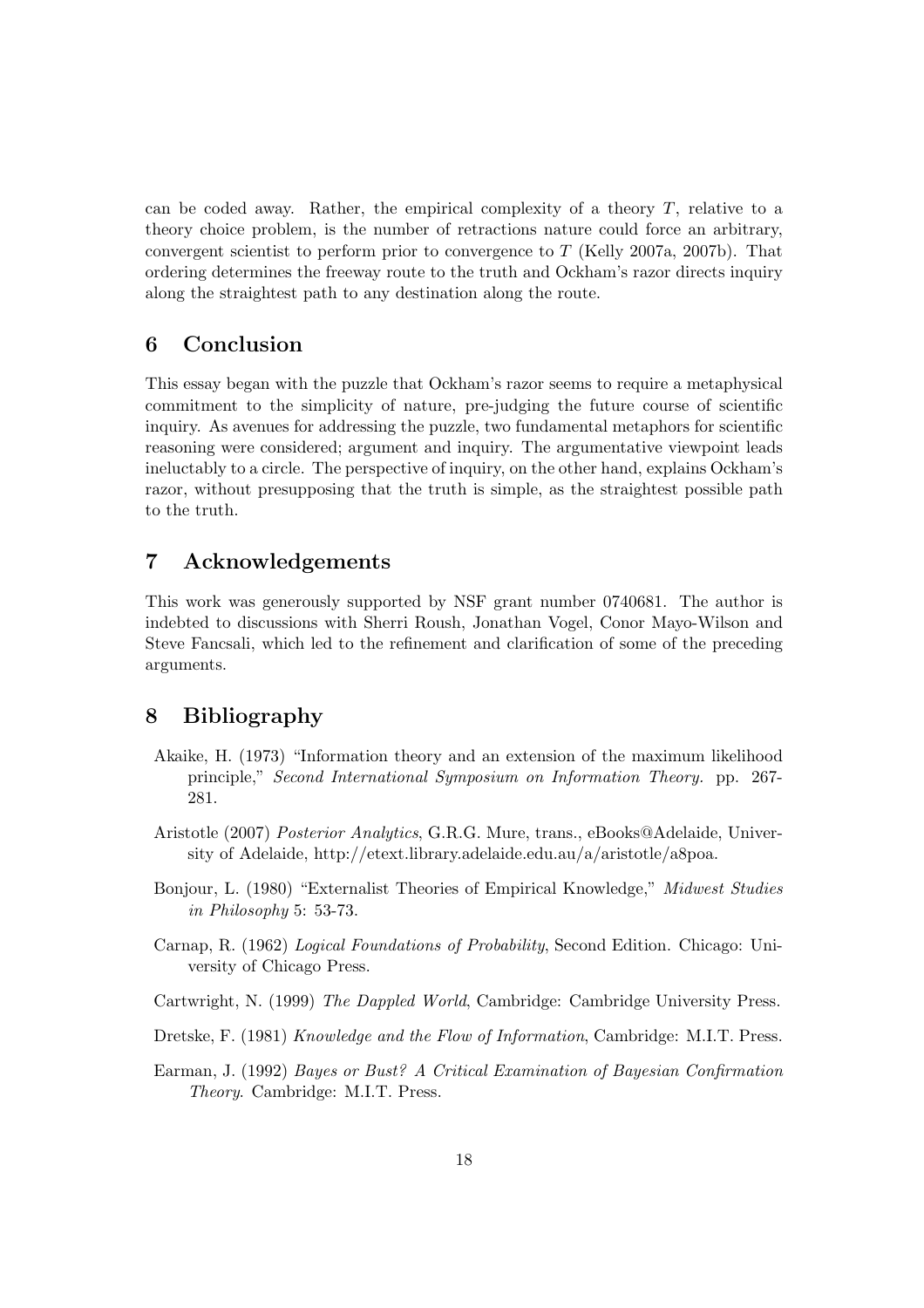can be coded away. Rather, the empirical complexity of a theory $T$, relative to a theory choice problem, is the number of retractions nature could force an arbitrary, convergent scientist to perform prior to convergence to $T$ (Kelly 2007a, 2007b). That ordering determines the freeway route to the truth and Ockham's razor directs inquiry along the straightest path to any destination along the route.

## 6 Conclusion

This essay began with the puzzle that Ockham's razor seems to require a metaphysical commitment to the simplicity of nature, pre-judging the future course of scientific inquiry. As avenues for addressing the puzzle, two fundamental metaphors for scientific reasoning were considered; argument and inquiry. The argumentative viewpoint leads ineluctably to a circle. The perspective of inquiry, on the other hand, explains Ockham's razor, without presupposing that the truth is simple, as the straightest possible path to the truth.

## 7 Acknowledgements

This work was generously supported by NSF grant number 0740681. The author is indebted to discussions with Sherri Roush, Jonathan Vogel, Conor Mayo-Wilson and Steve Fancsali, which led to the refinement and clarification of some of the preceding arguments.

## 8 Bibliography

Akaike, H. (1973) "Information theory and an extension of the maximum likelihood principle," *Second International Symposium on Information Theory.* pp. 267-281.

Aristotle (2007) *Posterior Analytics*, G.R.G. Mure, trans., eBooks@Adelaide, University of Adelaide, http://etext.library.adelaide.edu.au/a/aristotle/a8poa.

Bonjour, L. (1980) "Externalist Theories of Empirical Knowledge," *Midwest Studies in Philosophy* 5: 53-73.

Carnap, R. (1962) *Logical Foundations of Probability*, Second Edition. Chicago: University of Chicago Press.

Cartwright, N. (1999) *The Dappled World*, Cambridge: Cambridge University Press.

Dretske, F. (1981) *Knowledge and the Flow of Information*, Cambridge: M.I.T. Press.

Earman, J. (1992) *Bayes or Bust? A Critical Examination of Bayesian Confirmation Theory*. Cambridge: M.I.T. Press.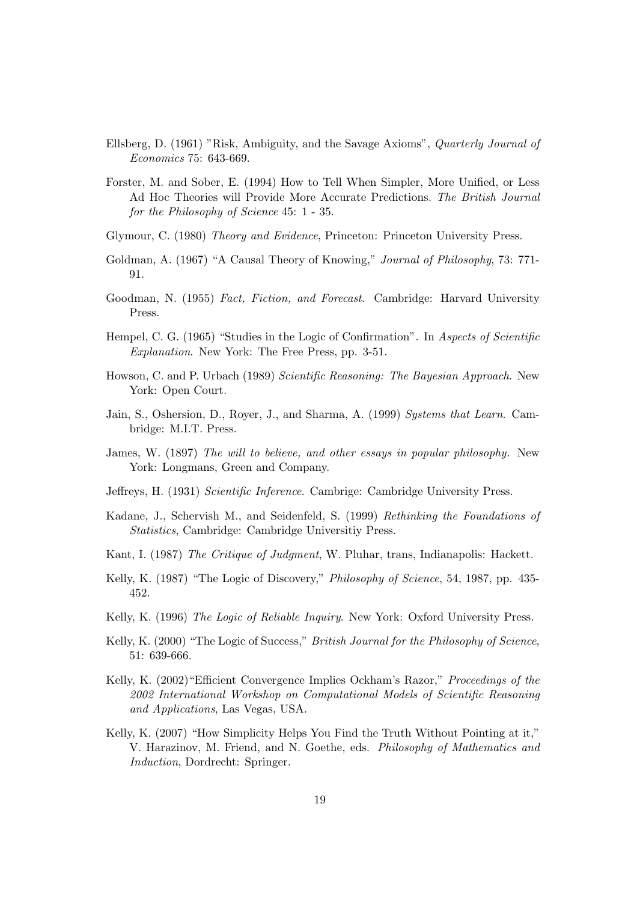Ellsberg, D. (1961) "Risk, Ambiguity, and the Savage Axioms", *Quarterly Journal of Economics* 75: 643-669.

Forster, M. and Sober, E. (1994) How to Tell When Simpler, More Unified, or Less Ad Hoc Theories will Provide More Accurate Predictions. *The British Journal for the Philosophy of Science* 45: 1 - 35.

Glymour, C. (1980) *Theory and Evidence*, Princeton: Princeton University Press.

Goldman, A. (1967) "A Causal Theory of Knowing," *Journal of Philosophy*, 73: 771-91.

Goodman, N. (1955) *Fact, Fiction, and Forecast*. Cambridge: Harvard University Press.

Hempel, C. G. (1965) "Studies in the Logic of Confirmation". In *Aspects of Scientific Explanation*. New York: The Free Press, pp. 3-51.

Howson, C. and P. Urbach (1989) *Scientific Reasoning: The Bayesian Approach*. New York: Open Court.

Jain, S., Oshersion, D., Royer, J., and Sharma, A. (1999) *Systems that Learn*. Cambridge: M.I.T. Press.

James, W. (1897) *The will to believe, and other essays in popular philosophy*. New York: Longmans, Green and Company.

Jeffreys, H. (1931) *Scientific Inference*. Cambrige: Cambridge University Press.

Kadane, J., Schervish M., and Seidenfeld, S. (1999) *Rethinking the Foundations of Statistics*, Cambridge: Cambridge Universitiy Press.

Kant, I. (1987) *The Critique of Judgment*, W. Pluhar, trans, Indianapolis: Hackett.

Kelly, K. (1987) "The Logic of Discovery," *Philosophy of Science*, 54, 1987, pp. 435-452.

Kelly, K. (1996) *The Logic of Reliable Inquiry*. New York: Oxford University Press.

Kelly, K. (2000) "The Logic of Success," *British Journal for the Philosophy of Science*, 51: 639-666.

Kelly, K. (2002)"Efficient Convergence Implies Ockham's Razor," *Proceedings of the 2002 International Workshop on Computational Models of Scientific Reasoning and Applications*, Las Vegas, USA.

Kelly, K. (2007) "How Simplicity Helps You Find the Truth Without Pointing at it," V. Harazinov, M. Friend, and N. Goethe, eds. *Philosophy of Mathematics and Induction*, Dordrecht: Springer.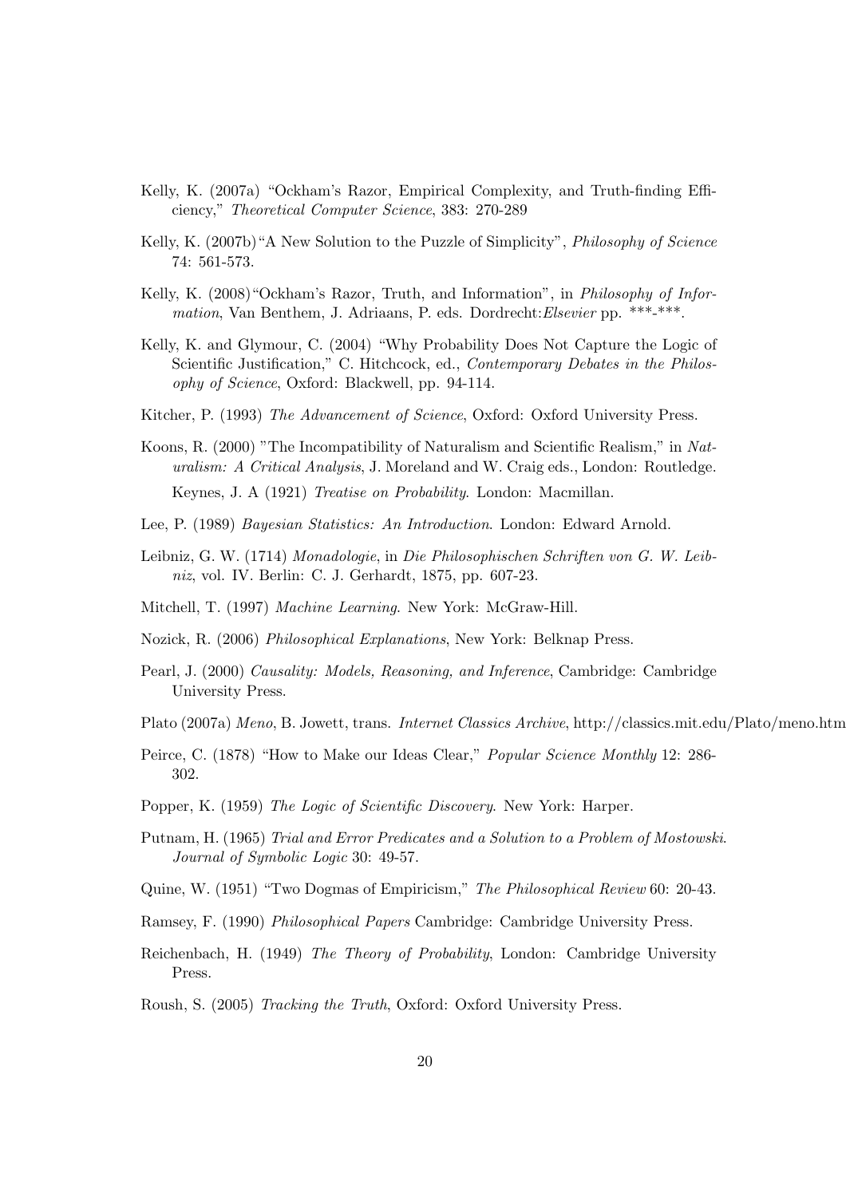Kelly, K. (2007a) "Ockham's Razor, Empirical Complexity, and Truth-finding Efficiency," *Theoretical Computer Science*, 383: 270-289

Kelly, K. (2007b)"A New Solution to the Puzzle of Simplicity", *Philosophy of Science* 74: 561-573.

Kelly, K. (2008)"Ockham's Razor, Truth, and Information", in *Philosophy of Information*, Van Benthem, J. Adriaans, P. eds. Dordrecht:*Elsevier* pp. ***-***.

Kelly, K. and Glymour, C. (2004) "Why Probability Does Not Capture the Logic of Scientific Justification," C. Hitchcock, ed., *Contemporary Debates in the Philosophy of Science*, Oxford: Blackwell, pp. 94-114.

Kitcher, P. (1993) *The Advancement of Science*, Oxford: Oxford University Press.

Koons, R. (2000) "The Incompatibility of Naturalism and Scientific Realism," in *Naturalism: A Critical Analysis*, J. Moreland and W. Craig eds., London: Routledge.

Keynes, J. A (1921) *Treatise on Probability*. London: Macmillan.

Lee, P. (1989) *Bayesian Statistics: An Introduction*. London: Edward Arnold.

Leibniz, G. W. (1714) *Monadologie*, in *Die Philosophischen Schriften von G. W. Leibniz*, vol. IV. Berlin: C. J. Gerhardt, 1875, pp. 607-23.

Mitchell, T. (1997) *Machine Learning*. New York: McGraw-Hill.

Nozick, R. (2006) *Philosophical Explanations*, New York: Belknap Press.

Pearl, J. (2000) *Causality: Models, Reasoning, and Inference*, Cambridge: Cambridge University Press.

Plato (2007a) *Meno*, B. Jowett, trans. *Internet Classics Archive*, http://classics.mit.edu/Plato/meno.htm

Peirce, C. (1878) "How to Make our Ideas Clear," *Popular Science Monthly* 12: 286-302.

Popper, K. (1959) *The Logic of Scientific Discovery*. New York: Harper.

Putnam, H. (1965) *Trial and Error Predicates and a Solution to a Problem of Mostowski*. *Journal of Symbolic Logic* 30: 49-57.

Quine, W. (1951) "Two Dogmas of Empiricism," *The Philosophical Review* 60: 20-43.

Ramsey, F. (1990) *Philosophical Papers* Cambridge: Cambridge University Press.

Reichenbach, H. (1949) *The Theory of Probability*, London: Cambridge University Press.

Roush, S. (2005) *Tracking the Truth*, Oxford: Oxford University Press.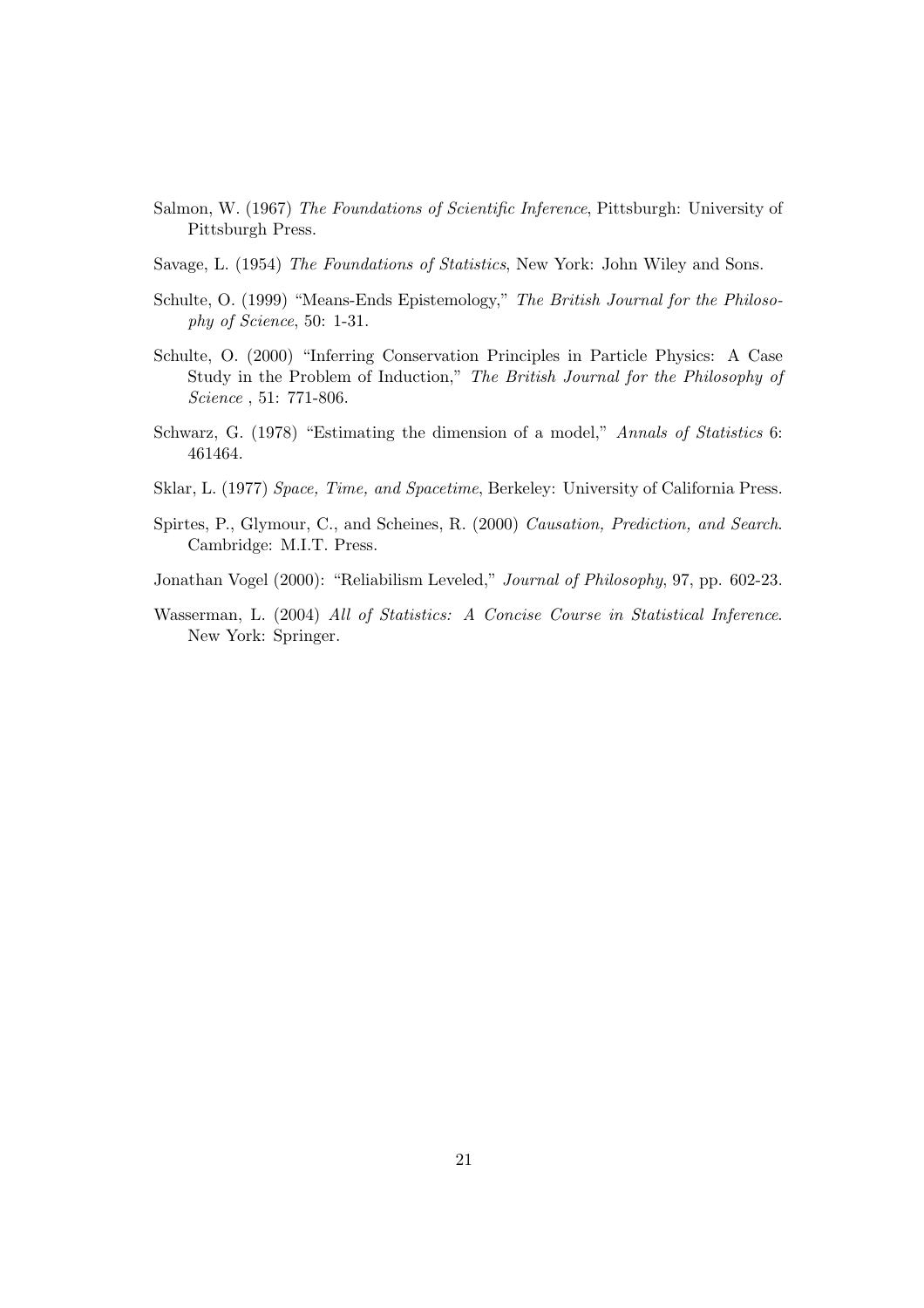Salmon, W. (1967) *The Foundations of Scientific Inference*, Pittsburgh: University of Pittsburgh Press.

Savage, L. (1954) *The Foundations of Statistics*, New York: John Wiley and Sons.

Schulte, O. (1999) "Means-Ends Epistemology," *The British Journal for the Philosophy of Science*, 50: 1-31.

Schulte, O. (2000) "Inferring Conservation Principles in Particle Physics: A Case Study in the Problem of Induction," *The British Journal for the Philosophy of Science* , 51: 771-806.

Schwarz, G. (1978) "Estimating the dimension of a model," *Annals of Statistics* 6: 461464.

Sklar, L. (1977) *Space, Time, and Spacetime*, Berkeley: University of California Press.

Spirtes, P., Glymour, C., and Scheines, R. (2000) *Causation, Prediction, and Search*. Cambridge: M.I.T. Press.

Jonathan Vogel (2000): "Reliabilism Leveled," *Journal of Philosophy*, 97, pp. 602-23.

Wasserman, L. (2004) *All of Statistics: A Concise Course in Statistical Inference*. New York: Springer.